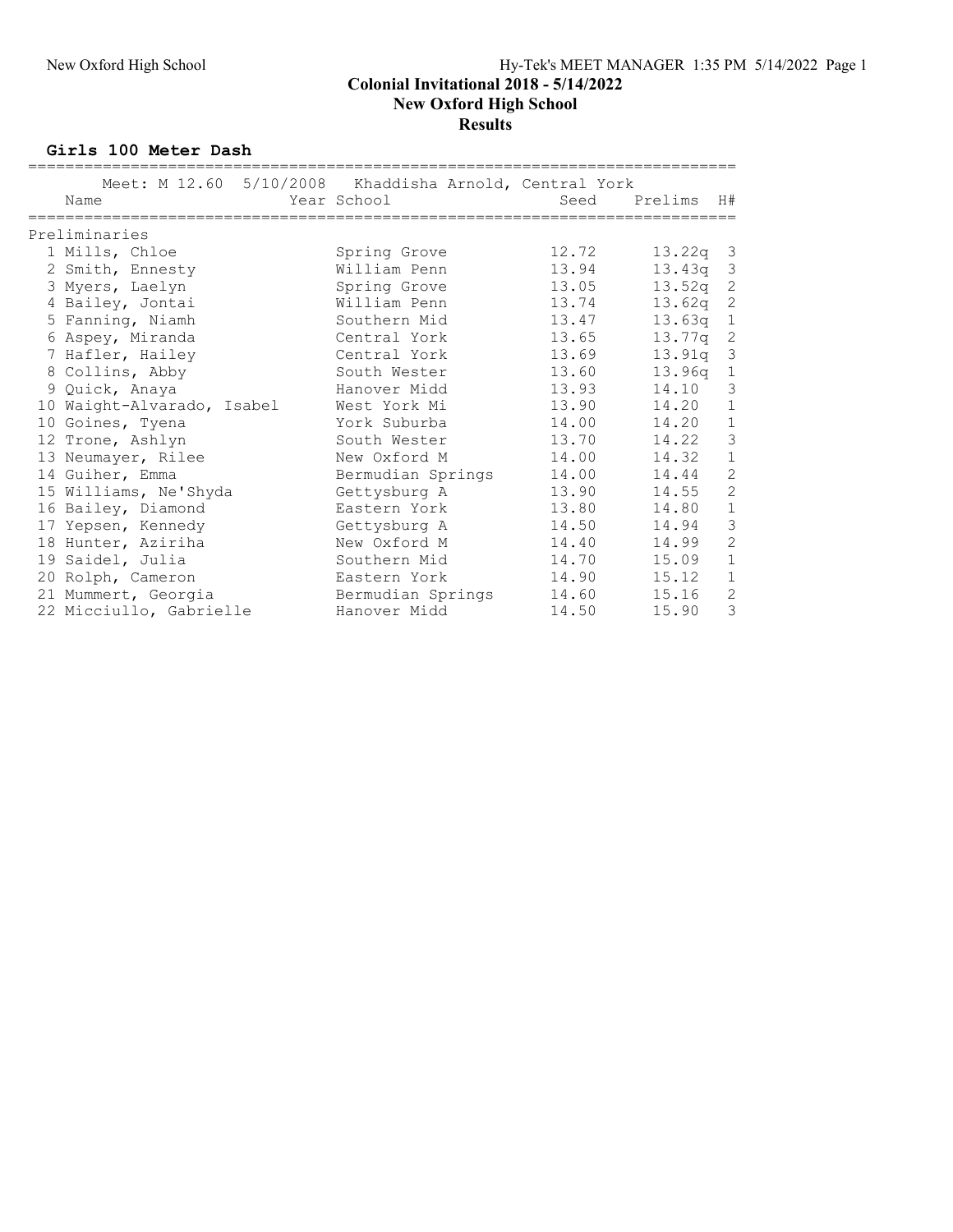# Colonial Invitational 2018 - 5/14/2022

## New Oxford High School

## Results

### Girls 100 Meter Dash

Meet: M 12.60 5/10/2008 Khaddisha Arnold, Central York

| | Name | Year | School | Seed | Prelims | H# |
|---|---|---|---|---|---|---|
| **Preliminaries** | | | | | | |
| 1 | Mills, Chloe | | Spring Grove | 12.72 | 13.22q | 3 |
| 2 | Smith, Ennesty | | William Penn | 13.94 | 13.43q | 3 |
| 3 | Myers, Laelyn | | Spring Grove | 13.05 | 13.52q | 2 |
| 4 | Bailey, Jontai | | William Penn | 13.74 | 13.62q | 2 |
| 5 | Fanning, Niamh | | Southern Mid | 13.47 | 13.63q | 1 |
| 6 | Aspey, Miranda | | Central York | 13.65 | 13.77q | 2 |
| 7 | Hafler, Hailey | | Central York | 13.69 | 13.91q | 3 |
| 8 | Collins, Abby | | South Wester | 13.60 | 13.96q | 1 |
| 9 | Quick, Anaya | | Hanover Midd | 13.93 | 14.10 | 3 |
| 10 | Waight-Alvarado, Isabel | | West York Mi | 13.90 | 14.20 | 1 |
| 10 | Goines, Tyena | | York Suburba | 14.00 | 14.20 | 1 |
| 12 | Trone, Ashlyn | | South Wester | 13.70 | 14.22 | 3 |
| 13 | Neumayer, Rilee | | New Oxford M | 14.00 | 14.32 | 1 |
| 14 | Guiher, Emma | | Bermudian Springs | 14.00 | 14.44 | 2 |
| 15 | Williams, Ne'Shyda | | Gettysburg A | 13.90 | 14.55 | 2 |
| 16 | Bailey, Diamond | | Eastern York | 13.80 | 14.80 | 1 |
| 17 | Yepsen, Kennedy | | Gettysburg A | 14.50 | 14.94 | 3 |
| 18 | Hunter, Aziriha | | New Oxford M | 14.40 | 14.99 | 2 |
| 19 | Saidel, Julia | | Southern Mid | 14.70 | 15.09 | 1 |
| 20 | Rolph, Cameron | | Eastern York | 14.90 | 15.12 | 1 |
| 21 | Mummert, Georgia | | Bermudian Springs | 14.60 | 15.16 | 2 |
| 22 | Micciullo, Gabrielle | | Hanover Midd | 14.50 | 15.90 | 3 |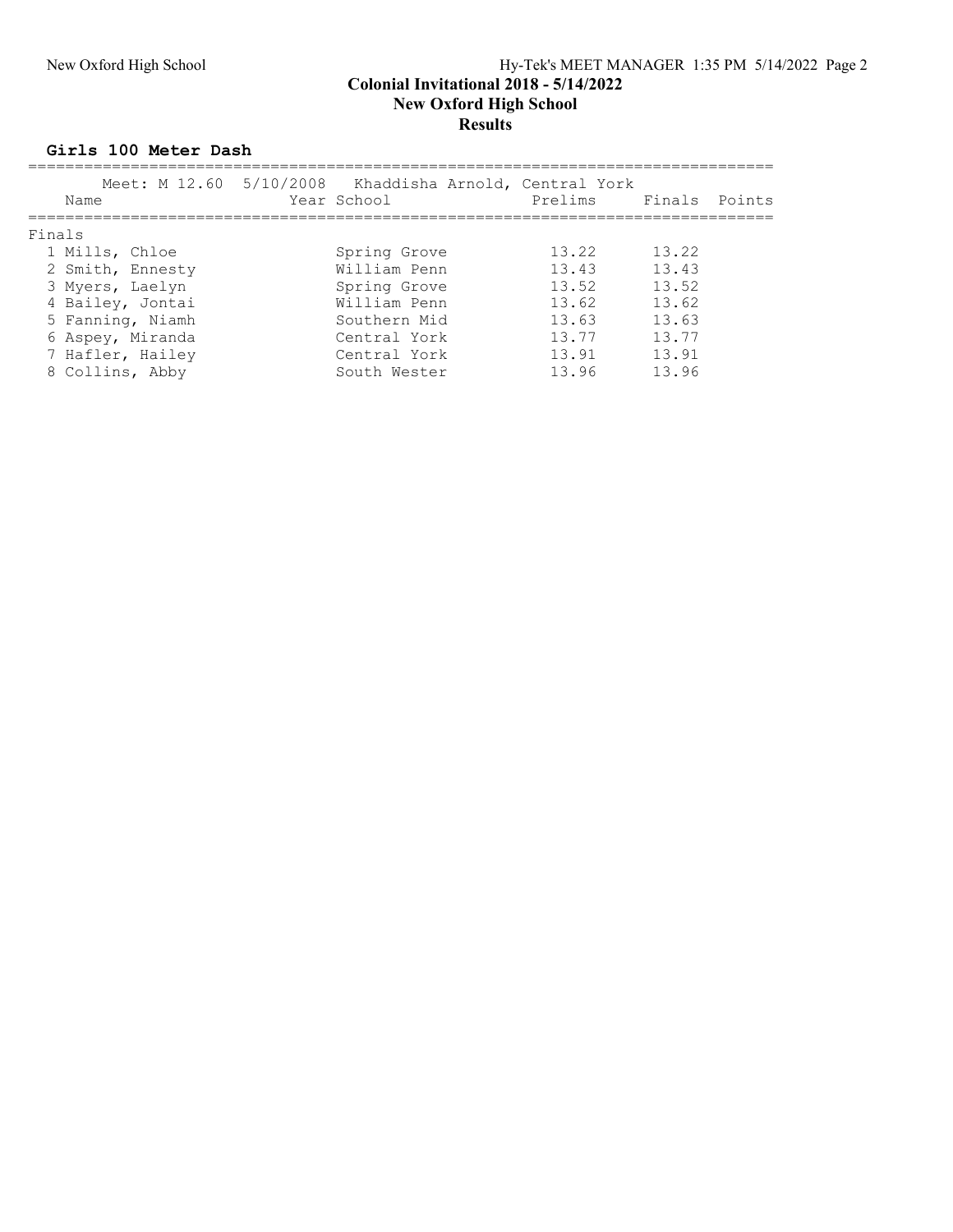**Colonial Invitational 2018 - 5/14/2022**
**New Oxford High School**
**Results**

### Girls 100 Meter Dash

Meet: M 12.60 5/10/2008 Khaddisha Arnold, Central York

| Name | Year | School | Prelims | Finals | Points |
|---|---|---|---|---|---|
| **Finals** | | | | | |
| 1 Mills, Chloe | | Spring Grove | 13.22 | 13.22 | |
| 2 Smith, Ennesty | | William Penn | 13.43 | 13.43 | |
| 3 Myers, Laelyn | | Spring Grove | 13.52 | 13.52 | |
| 4 Bailey, Jontai | | William Penn | 13.62 | 13.62 | |
| 5 Fanning, Niamh | | Southern Mid | 13.63 | 13.63 | |
| 6 Aspey, Miranda | | Central York | 13.77 | 13.77 | |
| 7 Hafler, Hailey | | Central York | 13.91 | 13.91 | |
| 8 Collins, Abby | | South Wester | 13.96 | 13.96 | |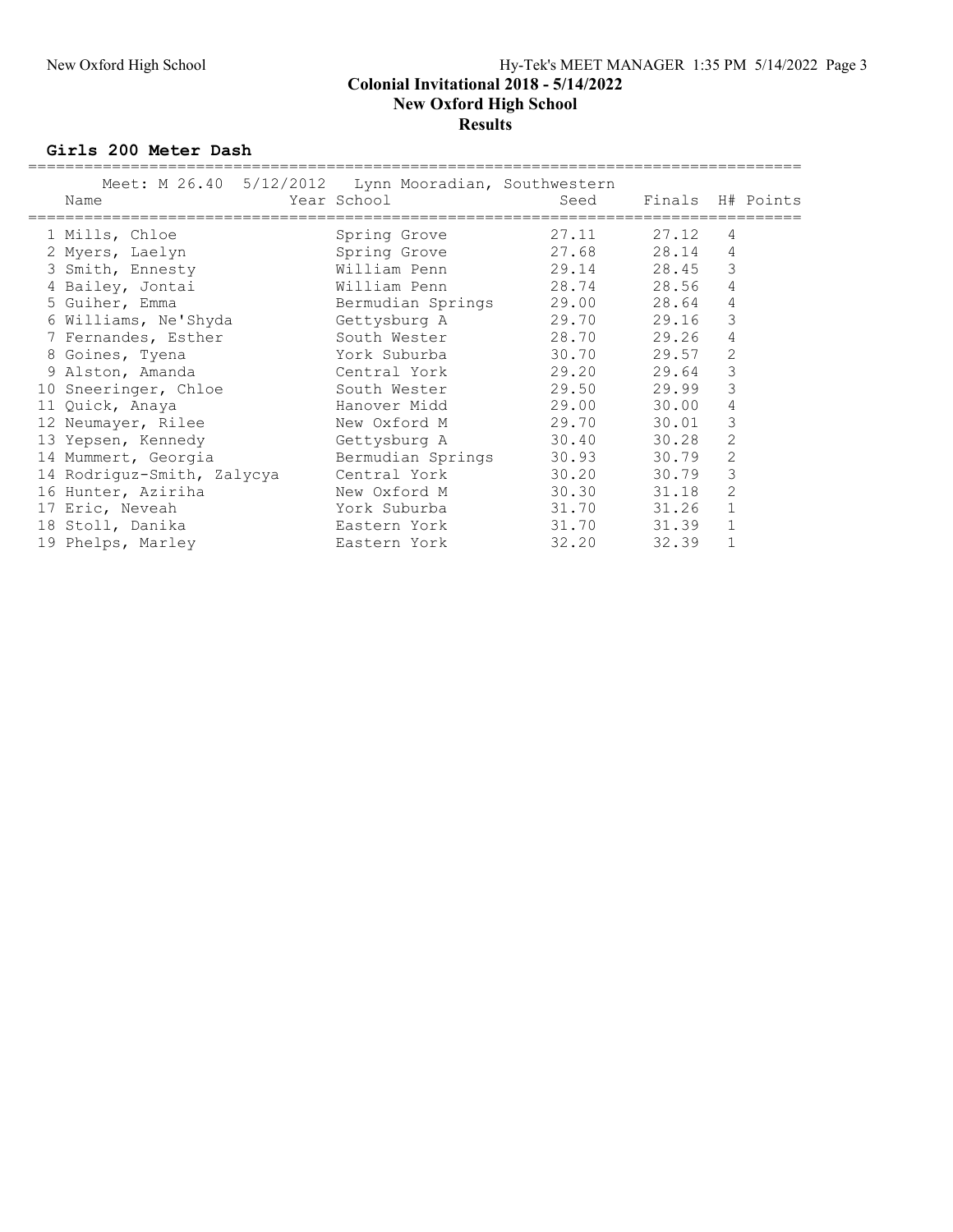## Colonial Invitational 2018 - 5/14/2022
## New Oxford High School
## Results

### Girls 200 Meter Dash

Meet: M 26.40 5/12/2012 Lynn Mooradian, Southwestern

| Place | Name | Year | School | Seed | Finals | H# | Points |
|---|---|---|---|---|---|---|---|
| 1 | Mills, Chloe | | Spring Grove | 27.11 | 27.12 | 4 | |
| 2 | Myers, Laelyn | | Spring Grove | 27.68 | 28.14 | 4 | |
| 3 | Smith, Ennesty | | William Penn | 29.14 | 28.45 | 3 | |
| 4 | Bailey, Jontai | | William Penn | 28.74 | 28.56 | 4 | |
| 5 | Guiher, Emma | | Bermudian Springs | 29.00 | 28.64 | 4 | |
| 6 | Williams, Ne'Shyda | | Gettysburg A | 29.70 | 29.16 | 3 | |
| 7 | Fernandes, Esther | | South Wester | 28.70 | 29.26 | 4 | |
| 8 | Goines, Tyena | | York Suburba | 30.70 | 29.57 | 2 | |
| 9 | Alston, Amanda | | Central York | 29.20 | 29.64 | 3 | |
| 10 | Sneeringer, Chloe | | South Wester | 29.50 | 29.99 | 3 | |
| 11 | Quick, Anaya | | Hanover Midd | 29.00 | 30.00 | 4 | |
| 12 | Neumayer, Rilee | | New Oxford M | 29.70 | 30.01 | 3 | |
| 13 | Yepsen, Kennedy | | Gettysburg A | 30.40 | 30.28 | 2 | |
| 14 | Mummert, Georgia | | Bermudian Springs | 30.93 | 30.79 | 2 | |
| 14 | Rodriguz-Smith, Zalycya | | Central York | 30.20 | 30.79 | 3 | |
| 16 | Hunter, Aziriha | | New Oxford M | 30.30 | 31.18 | 2 | |
| 17 | Eric, Neveah | | York Suburba | 31.70 | 31.26 | 1 | |
| 18 | Stoll, Danika | | Eastern York | 31.70 | 31.39 | 1 | |
| 19 | Phelps, Marley | | Eastern York | 32.20 | 32.39 | 1 | |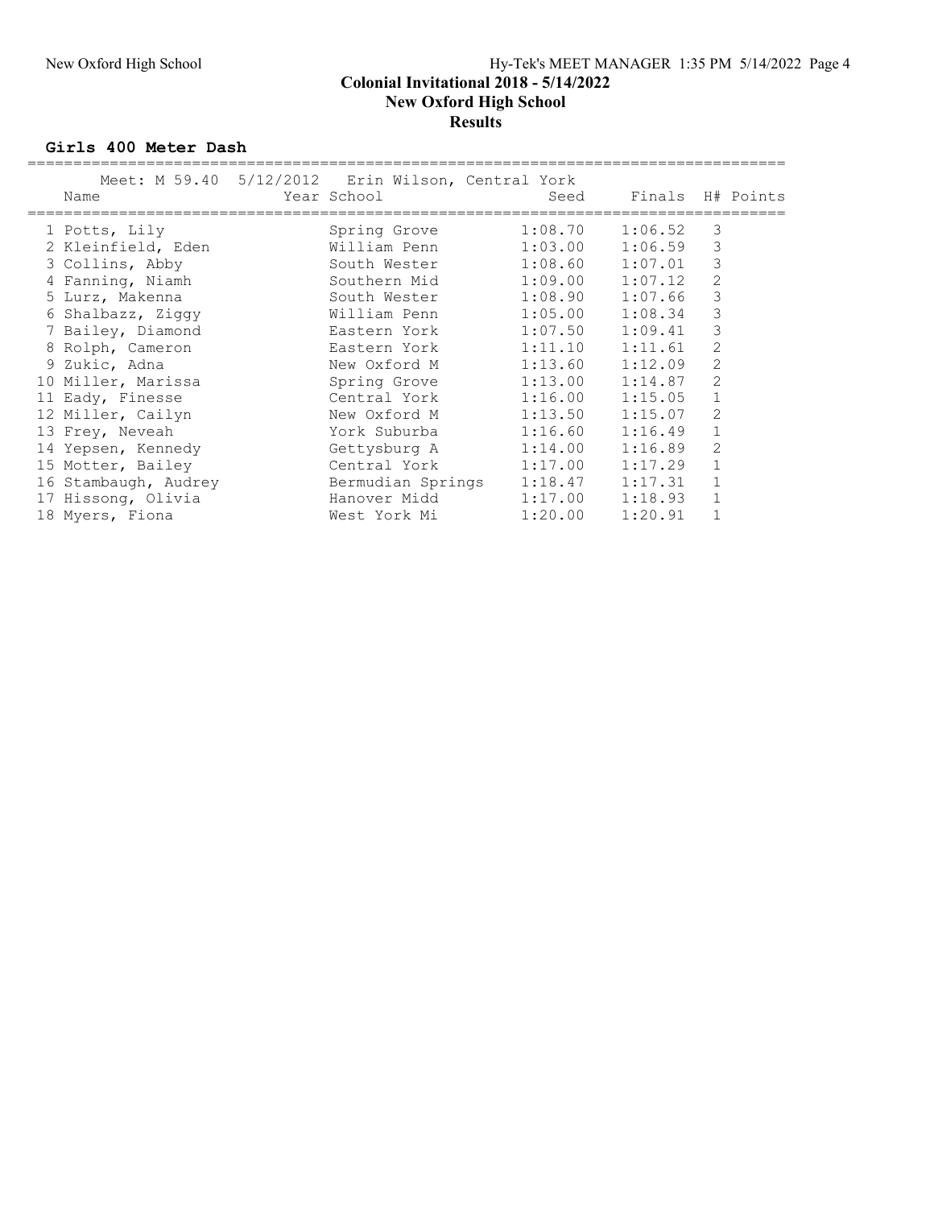**Colonial Invitational 2018 - 5/14/2022**
**New Oxford High School**
**Results**

### Girls 400 Meter Dash

Meet: M 59.40 5/12/2012 Erin Wilson, Central York

| Place | Name | Year | School | Seed | Finals | H# | Points |
|---|---|---|---|---|---|---|---|
| 1 | Potts, Lily | | Spring Grove | 1:08.70 | 1:06.52 | 3 | |
| 2 | Kleinfield, Eden | | William Penn | 1:03.00 | 1:06.59 | 3 | |
| 3 | Collins, Abby | | South Wester | 1:08.60 | 1:07.01 | 3 | |
| 4 | Fanning, Niamh | | Southern Mid | 1:09.00 | 1:07.12 | 2 | |
| 5 | Lurz, Makenna | | South Wester | 1:08.90 | 1:07.66 | 3 | |
| 6 | Shalbazz, Ziggy | | William Penn | 1:05.00 | 1:08.34 | 3 | |
| 7 | Bailey, Diamond | | Eastern York | 1:07.50 | 1:09.41 | 3 | |
| 8 | Rolph, Cameron | | Eastern York | 1:11.10 | 1:11.61 | 2 | |
| 9 | Zukic, Adna | | New Oxford M | 1:13.60 | 1:12.09 | 2 | |
| 10 | Miller, Marissa | | Spring Grove | 1:13.00 | 1:14.87 | 2 | |
| 11 | Eady, Finesse | | Central York | 1:16.00 | 1:15.05 | 1 | |
| 12 | Miller, Cailyn | | New Oxford M | 1:13.50 | 1:15.07 | 2 | |
| 13 | Frey, Neveah | | York Suburba | 1:16.60 | 1:16.49 | 1 | |
| 14 | Yepsen, Kennedy | | Gettysburg A | 1:14.00 | 1:16.89 | 2 | |
| 15 | Motter, Bailey | | Central York | 1:17.00 | 1:17.29 | 1 | |
| 16 | Stambaugh, Audrey | | Bermudian Springs | 1:18.47 | 1:17.31 | 1 | |
| 17 | Hissong, Olivia | | Hanover Midd | 1:17.00 | 1:18.93 | 1 | |
| 18 | Myers, Fiona | | West York Mi | 1:20.00 | 1:20.91 | 1 | |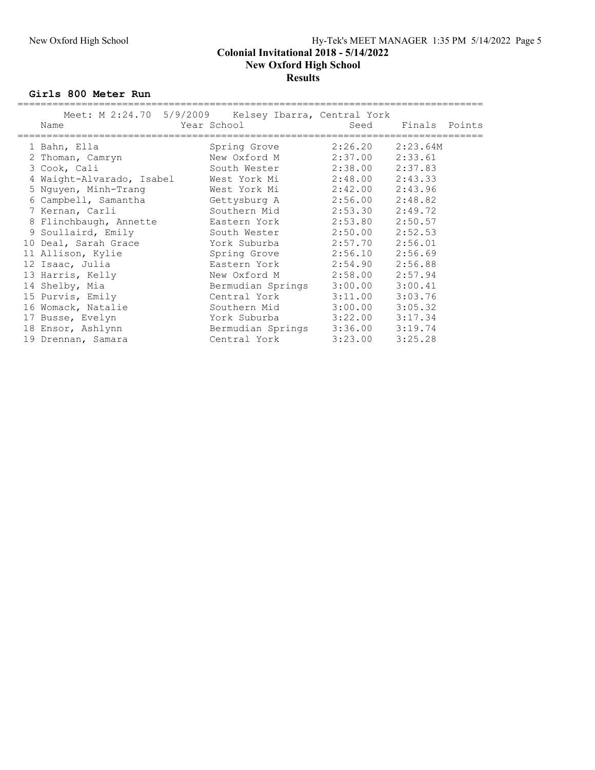# Colonial Invitational 2018 - 5/14/2022

## New Oxford High School

## Results

### Girls 800 Meter Run

Meet: M 2:24.70 5/9/2009 Kelsey Ibarra, Central York

| Name | Year | School | Seed | Finals | Points |
|---|---|---|---|---|---|
| 1 Bahn, Ella | | Spring Grove | 2:26.20 | 2:23.64M | |
| 2 Thoman, Camryn | | New Oxford M | 2:37.00 | 2:33.61 | |
| 3 Cook, Cali | | South Wester | 2:38.00 | 2:37.83 | |
| 4 Waight-Alvarado, Isabel | | West York Mi | 2:48.00 | 2:43.33 | |
| 5 Nguyen, Minh-Trang | | West York Mi | 2:42.00 | 2:43.96 | |
| 6 Campbell, Samantha | | Gettysburg A | 2:56.00 | 2:48.82 | |
| 7 Kernan, Carli | | Southern Mid | 2:53.30 | 2:49.72 | |
| 8 Flinchbaugh, Annette | | Eastern York | 2:53.80 | 2:50.57 | |
| 9 Soullaird, Emily | | South Wester | 2:50.00 | 2:52.53 | |
| 10 Deal, Sarah Grace | | York Suburba | 2:57.70 | 2:56.01 | |
| 11 Allison, Kylie | | Spring Grove | 2:56.10 | 2:56.69 | |
| 12 Isaac, Julia | | Eastern York | 2:54.90 | 2:56.88 | |
| 13 Harris, Kelly | | New Oxford M | 2:58.00 | 2:57.94 | |
| 14 Shelby, Mia | | Bermudian Springs | 3:00.00 | 3:00.41 | |
| 15 Purvis, Emily | | Central York | 3:11.00 | 3:03.76 | |
| 16 Womack, Natalie | | Southern Mid | 3:00.00 | 3:05.32 | |
| 17 Busse, Evelyn | | York Suburba | 3:22.00 | 3:17.34 | |
| 18 Ensor, Ashlynn | | Bermudian Springs | 3:36.00 | 3:19.74 | |
| 19 Drennan, Samara | | Central York | 3:23.00 | 3:25.28 | |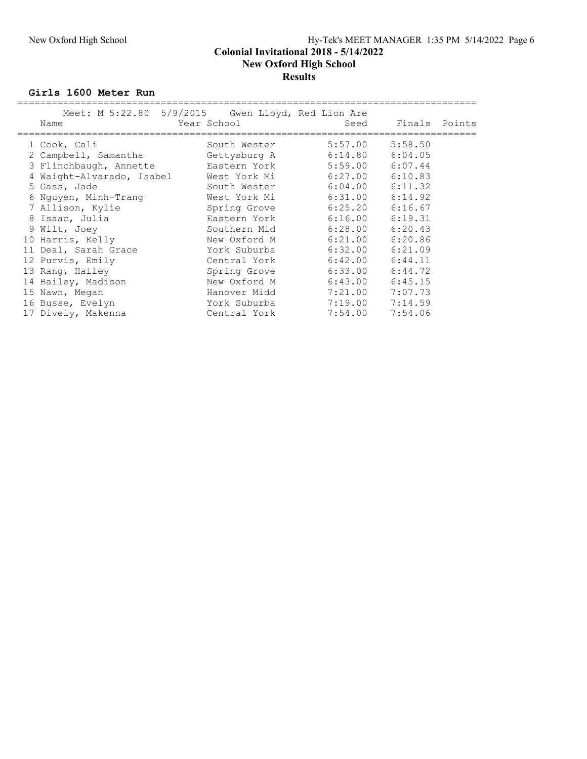# Colonial Invitational 2018 - 5/14/2022

## New Oxford High School

## Results

### Girls 1600 Meter Run

Meet: M 5:22.80 5/9/2015 Gwen Lloyd, Red Lion Are

| | Name | Year | School | Seed | Finals | Points |
|---|---|---|---|---|---|---|
| 1 | Cook, Cali | | South Wester | 5:57.00 | 5:58.50 | |
| 2 | Campbell, Samantha | | Gettysburg A | 6:14.80 | 6:04.05 | |
| 3 | Flinchbaugh, Annette | | Eastern York | 5:59.00 | 6:07.44 | |
| 4 | Waight-Alvarado, Isabel | | West York Mi | 6:27.00 | 6:10.83 | |
| 5 | Gass, Jade | | South Wester | 6:04.00 | 6:11.32 | |
| 6 | Nguyen, Minh-Trang | | West York Mi | 6:31.00 | 6:14.92 | |
| 7 | Allison, Kylie | | Spring Grove | 6:25.20 | 6:16.67 | |
| 8 | Isaac, Julia | | Eastern York | 6:16.00 | 6:19.31 | |
| 9 | Wilt, Joey | | Southern Mid | 6:28.00 | 6:20.43 | |
| 10 | Harris, Kelly | | New Oxford M | 6:21.00 | 6:20.86 | |
| 11 | Deal, Sarah Grace | | York Suburba | 6:32.00 | 6:21.09 | |
| 12 | Purvis, Emily | | Central York | 6:42.00 | 6:44.11 | |
| 13 | Rang, Hailey | | Spring Grove | 6:33.00 | 6:44.72 | |
| 14 | Bailey, Madison | | New Oxford M | 6:43.00 | 6:45.15 | |
| 15 | Nawn, Megan | | Hanover Midd | 7:21.00 | 7:07.73 | |
| 16 | Busse, Evelyn | | York Suburba | 7:19.00 | 7:14.59 | |
| 17 | Dively, Makenna | | Central York | 7:54.00 | 7:54.06 | |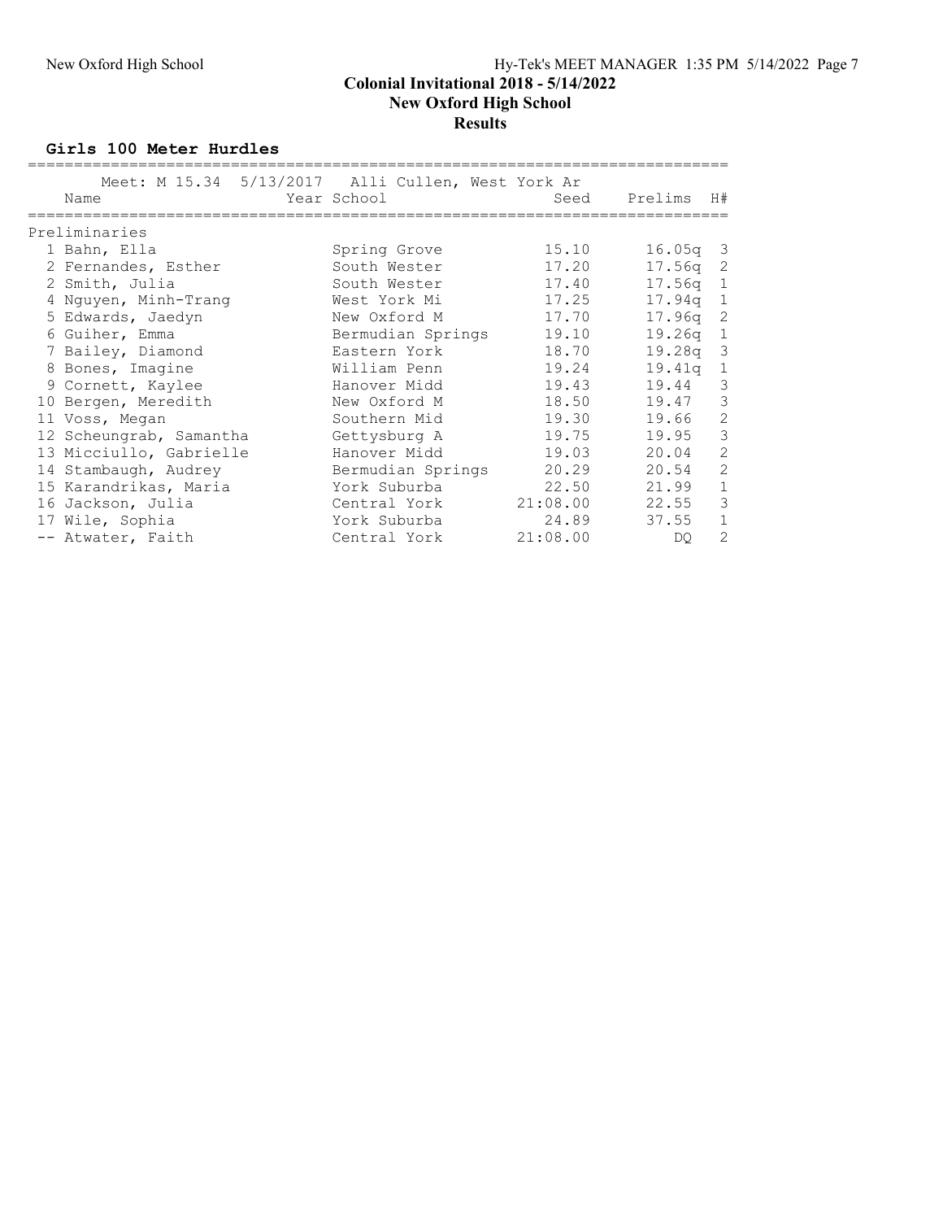# Colonial Invitational 2018 - 5/14/2022

## New Oxford High School

### Results

**Girls 100 Meter Hurdles**

Meet: M 15.34 5/13/2017 Alli Cullen, West York Ar

| | Name | Year School | Seed | Prelims | H# |
|---|---|---|---|---|---|
| **Preliminaries** | | | | | |
| 1 | Bahn, Ella | Spring Grove | 15.10 | 16.05q | 3 |
| 2 | Fernandes, Esther | South Wester | 17.20 | 17.56q | 2 |
| 2 | Smith, Julia | South Wester | 17.40 | 17.56q | 1 |
| 4 | Nguyen, Minh-Trang | West York Mi | 17.25 | 17.94q | 1 |
| 5 | Edwards, Jaedyn | New Oxford M | 17.70 | 17.96q | 2 |
| 6 | Guiher, Emma | Bermudian Springs | 19.10 | 19.26q | 1 |
| 7 | Bailey, Diamond | Eastern York | 18.70 | 19.28q | 3 |
| 8 | Bones, Imagine | William Penn | 19.24 | 19.41q | 1 |
| 9 | Cornett, Kaylee | Hanover Midd | 19.43 | 19.44 | 3 |
| 10 | Bergen, Meredith | New Oxford M | 18.50 | 19.47 | 3 |
| 11 | Voss, Megan | Southern Mid | 19.30 | 19.66 | 2 |
| 12 | Scheungrab, Samantha | Gettysburg A | 19.75 | 19.95 | 3 |
| 13 | Micciullo, Gabrielle | Hanover Midd | 19.03 | 20.04 | 2 |
| 14 | Stambaugh, Audrey | Bermudian Springs | 20.29 | 20.54 | 2 |
| 15 | Karandrikas, Maria | York Suburba | 22.50 | 21.99 | 1 |
| 16 | Jackson, Julia | Central York | 21:08.00 | 22.55 | 3 |
| 17 | Wile, Sophia | York Suburba | 24.89 | 37.55 | 1 |
| -- | Atwater, Faith | Central York | 21:08.00 | DQ | 2 |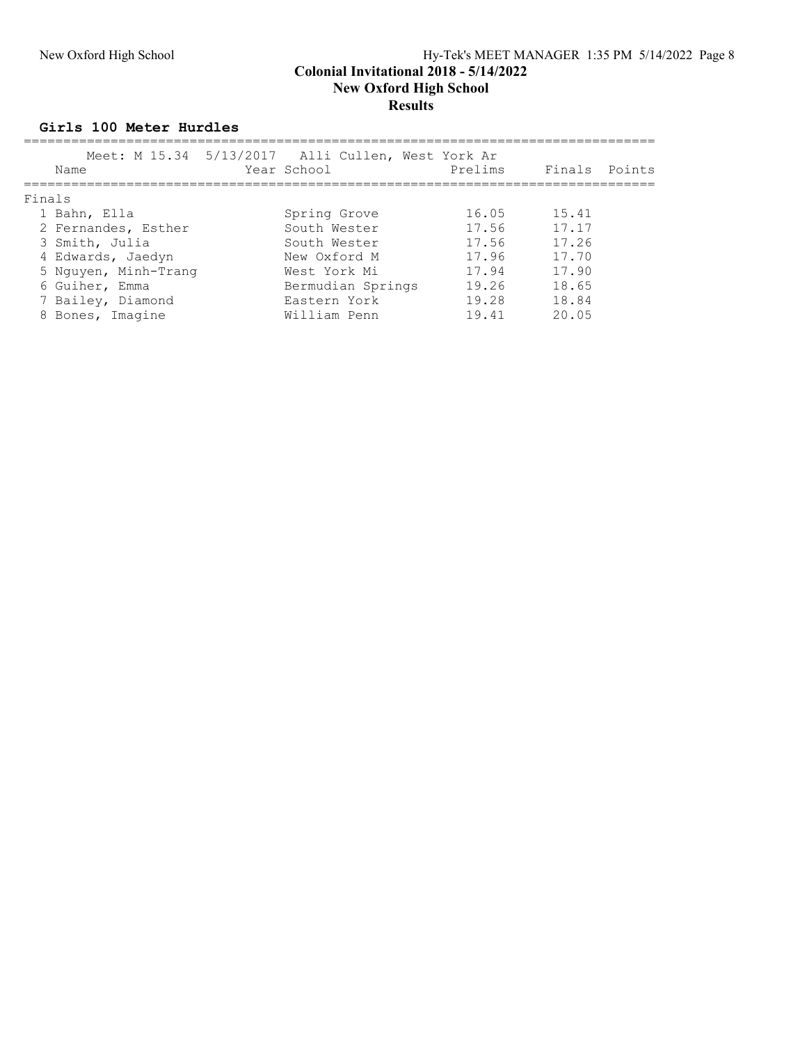# Colonial Invitational 2018 - 5/14/2022

## New Oxford High School

## Results

### Girls 100 Meter Hurdles

Meet: M 15.34 5/13/2017 Alli Cullen, West York Ar

Finals

| | Name | Year | School | Prelims | Finals | Points |
|---|---|---|---|---|---|---|
| 1 | Bahn, Ella | | Spring Grove | 16.05 | 15.41 | |
| 2 | Fernandes, Esther | | South Wester | 17.56 | 17.17 | |
| 3 | Smith, Julia | | South Wester | 17.56 | 17.26 | |
| 4 | Edwards, Jaedyn | | New Oxford M | 17.96 | 17.70 | |
| 5 | Nguyen, Minh-Trang | | West York Mi | 17.94 | 17.90 | |
| 6 | Guiher, Emma | | Bermudian Springs | 19.26 | 18.65 | |
| 7 | Bailey, Diamond | | Eastern York | 19.28 | 18.84 | |
| 8 | Bones, Imagine | | William Penn | 19.41 | 20.05 | |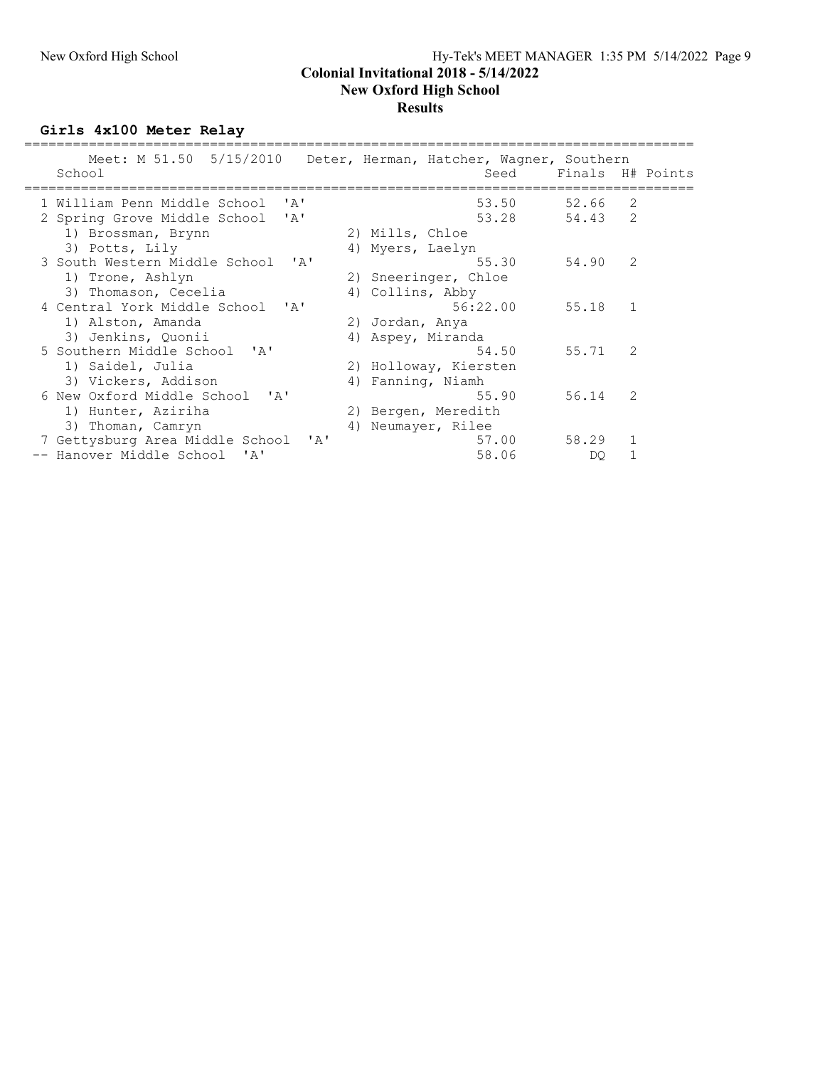## Colonial Invitational 2018 - 5/14/2022

**New Oxford High School**

**Results**

### Girls 4x100 Meter Relay

Meet: M 51.50 5/15/2010 Deter, Herman, Hatcher, Wagner, Southern

| Place | School | Seed | Finals | H# | Points |
|---|---|---|---|---|---|
| 1 | William Penn Middle School 'A' | 53.50 | 52.66 | 2 | |
| 2 | Spring Grove Middle School 'A' | 53.28 | 54.43 | 2 | |
| | 1) Brossman, Brynn 2) Mills, Chloe 3) Potts, Lily 4) Myers, Laelyn | | | | |
| 3 | South Western Middle School 'A' | 55.30 | 54.90 | 2 | |
| | 1) Trone, Ashlyn 2) Sneeringer, Chloe 3) Thomason, Cecelia 4) Collins, Abby | | | | |
| 4 | Central York Middle School 'A' | 56:22.00 | 55.18 | 1 | |
| | 1) Alston, Amanda 2) Jordan, Anya 3) Jenkins, Quonii 4) Aspey, Miranda | | | | |
| 5 | Southern Middle School 'A' | 54.50 | 55.71 | 2 | |
| | 1) Saidel, Julia 2) Holloway, Kiersten 3) Vickers, Addison 4) Fanning, Niamh | | | | |
| 6 | New Oxford Middle School 'A' | 55.90 | 56.14 | 2 | |
| | 1) Hunter, Aziriha 2) Bergen, Meredith 3) Thoman, Camryn 4) Neumayer, Rilee | | | | |
| 7 | Gettysburg Area Middle School 'A' | 57.00 | 58.29 | 1 | |
| -- | Hanover Middle School 'A' | 58.06 | DQ | 1 | |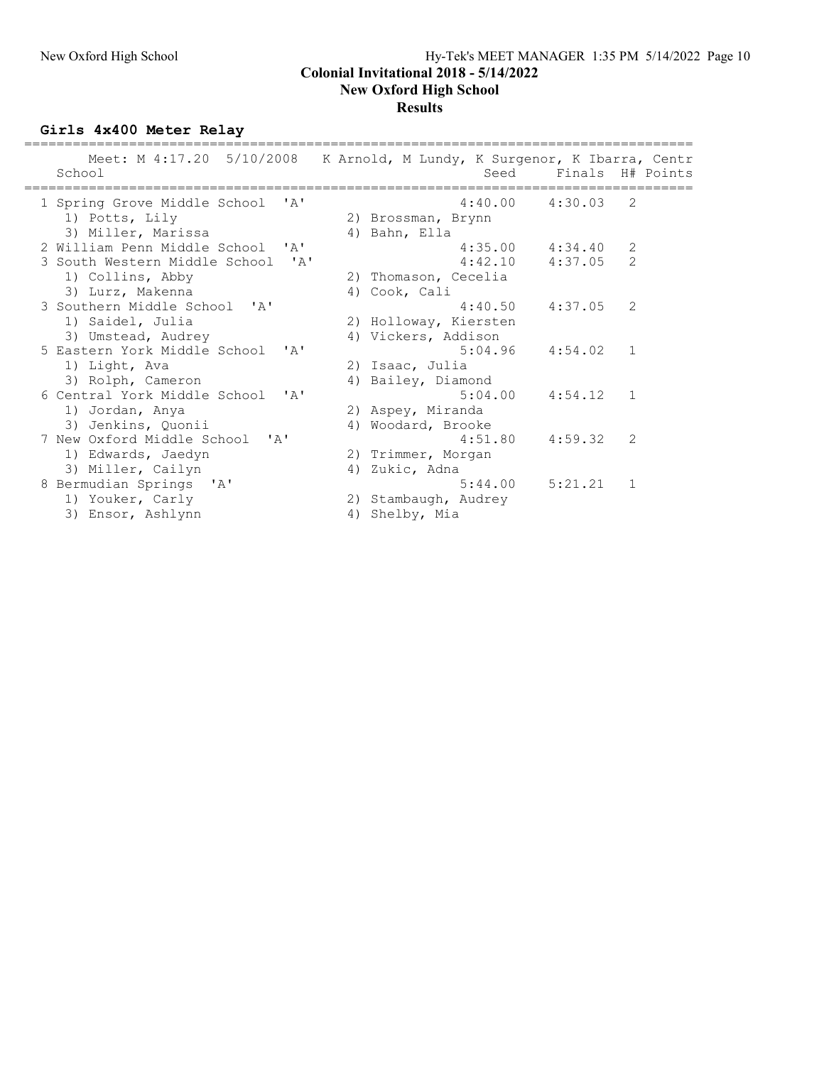# Colonial Invitational 2018 - 5/14/2022
## New Oxford High School
## Results

### Girls 4x400 Meter Relay

Meet: M 4:17.20 5/10/2008 K Arnold, M Lundy, K Surgenor, K Ibarra, Centr

| Place | School | Seed | Finals | H# | Points |
|---|---|---|---|---|---|
| 1 | Spring Grove Middle School 'A' | 4:40.00 | 4:30.03 | 2 | |
| | 1) Potts, Lily; 2) Brossman, Brynn; 3) Miller, Marissa; 4) Bahn, Ella | | | | |
| 2 | William Penn Middle School 'A' | 4:35.00 | 4:34.40 | 2 | |
| 3 | South Western Middle School 'A' | 4:42.10 | 4:37.05 | 2 | |
| | 1) Collins, Abby; 2) Thomason, Cecelia; 3) Lurz, Makenna; 4) Cook, Cali | | | | |
| 3 | Southern Middle School 'A' | 4:40.50 | 4:37.05 | 2 | |
| | 1) Saidel, Julia; 2) Holloway, Kiersten; 3) Umstead, Audrey; 4) Vickers, Addison | | | | |
| 5 | Eastern York Middle School 'A' | 5:04.96 | 4:54.02 | 1 | |
| | 1) Light, Ava; 2) Isaac, Julia; 3) Rolph, Cameron; 4) Bailey, Diamond | | | | |
| 6 | Central York Middle School 'A' | 5:04.00 | 4:54.12 | 1 | |
| | 1) Jordan, Anya; 2) Aspey, Miranda; 3) Jenkins, Quonii; 4) Woodard, Brooke | | | | |
| 7 | New Oxford Middle School 'A' | 4:51.80 | 4:59.32 | 2 | |
| | 1) Edwards, Jaedyn; 2) Trimmer, Morgan; 3) Miller, Cailyn; 4) Zukic, Adna | | | | |
| 8 | Bermudian Springs 'A' | 5:44.00 | 5:21.21 | 1 | |
| | 1) Youker, Carly; 2) Stambaugh, Audrey; 3) Ensor, Ashlynn; 4) Shelby, Mia | | | | |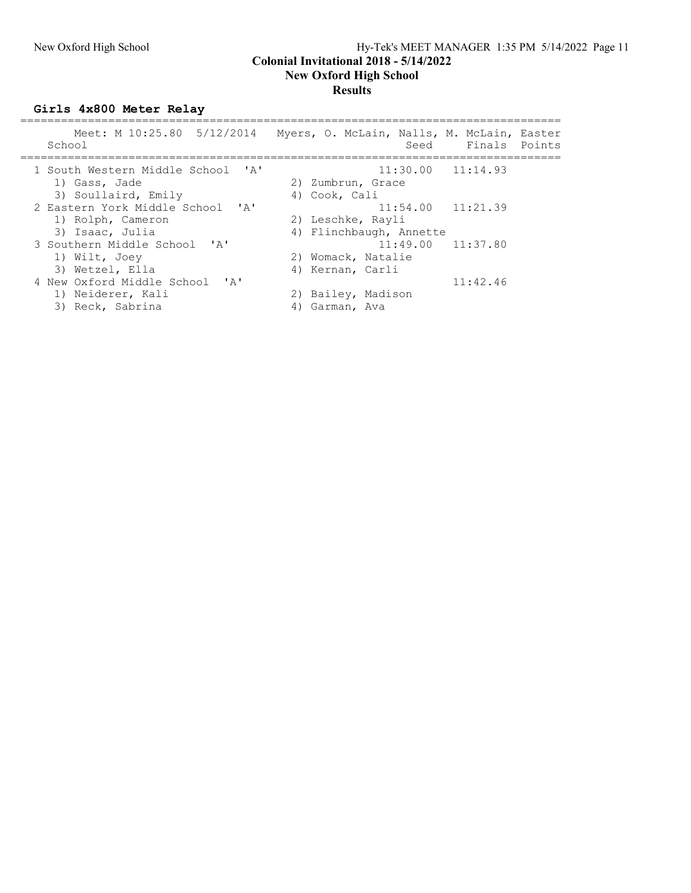**Colonial Invitational 2018 - 5/14/2022**
**New Oxford High School**
**Results**

### Girls 4x800 Meter Relay

Meet: M 10:25.80 5/12/2014 Myers, O. McLain, Nalls, M. McLain, Easter

| Place | School | Seed | Finals | Points |
|---|---|---|---|---|
| 1 | South Western Middle School 'A' | 11:30.00 | 11:14.93 | |
| | 1) Gass, Jade; 2) Zumbrun, Grace; 3) Soullaird, Emily; 4) Cook, Cali | | | |
| 2 | Eastern York Middle School 'A' | 11:54.00 | 11:21.39 | |
| | 1) Rolph, Cameron; 2) Leschke, Rayli; 3) Isaac, Julia; 4) Flinchbaugh, Annette | | | |
| 3 | Southern Middle School 'A' | 11:49.00 | 11:37.80 | |
| | 1) Wilt, Joey; 2) Womack, Natalie; 3) Wetzel, Ella; 4) Kernan, Carli | | | |
| 4 | New Oxford Middle School 'A' | | 11:42.46 | |
| | 1) Neiderer, Kali; 2) Bailey, Madison; 3) Reck, Sabrina; 4) Garman, Ava | | | |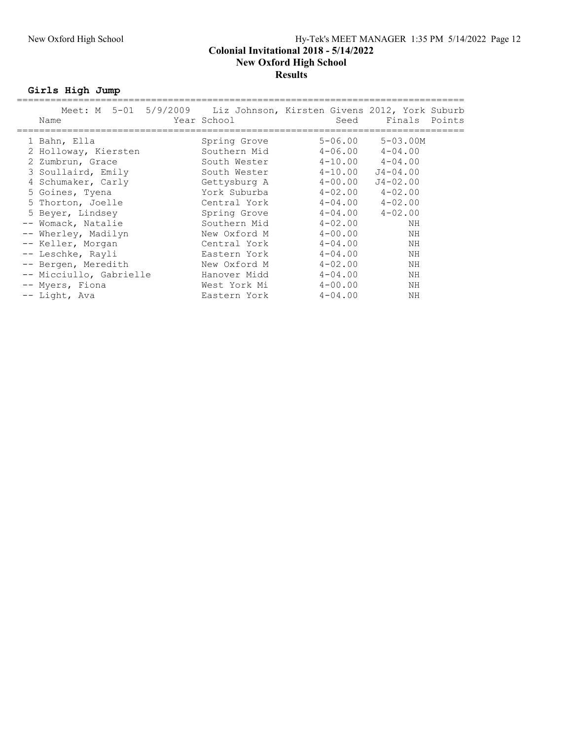# Colonial Invitational 2018 - 5/14/2022

## New Oxford High School

## Results

### Girls High Jump

Meet: M 5-01 5/9/2009 Liz Johnson, Kirsten Givens 2012, York Suburb

| | Name | Year | School | Seed | Finals | Points |
|---|---|---|---|---|---|---|
| 1 | Bahn, Ella | | Spring Grove | 5-06.00 | 5-03.00M | |
| 2 | Holloway, Kiersten | | Southern Mid | 4-06.00 | 4-04.00 | |
| 2 | Zumbrun, Grace | | South Wester | 4-10.00 | 4-04.00 | |
| 3 | Soullaird, Emily | | South Wester | 4-10.00 | J4-04.00 | |
| 4 | Schumaker, Carly | | Gettysburg A | 4-00.00 | J4-02.00 | |
| 5 | Goines, Tyena | | York Suburba | 4-02.00 | 4-02.00 | |
| 5 | Thorton, Joelle | | Central York | 4-04.00 | 4-02.00 | |
| 5 | Beyer, Lindsey | | Spring Grove | 4-04.00 | 4-02.00 | |
| -- | Womack, Natalie | | Southern Mid | 4-02.00 | NH | |
| -- | Wherley, Madilyn | | New Oxford M | 4-00.00 | NH | |
| -- | Keller, Morgan | | Central York | 4-04.00 | NH | |
| -- | Leschke, Rayli | | Eastern York | 4-04.00 | NH | |
| -- | Bergen, Meredith | | New Oxford M | 4-02.00 | NH | |
| -- | Micciullo, Gabrielle | | Hanover Midd | 4-04.00 | NH | |
| -- | Myers, Fiona | | West York Mi | 4-00.00 | NH | |
| -- | Light, Ava | | Eastern York | 4-04.00 | NH | |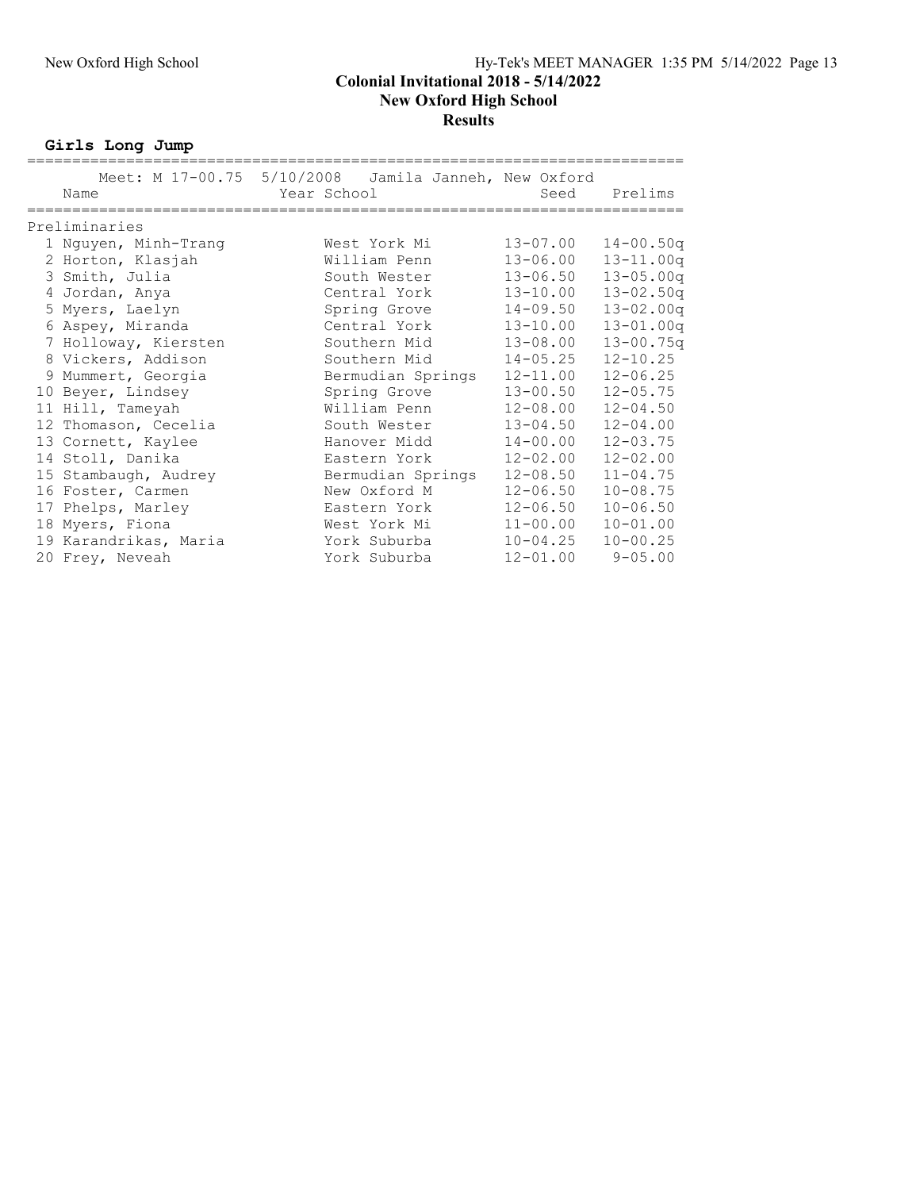# Colonial Invitational 2018 - 5/14/2022

## New Oxford High School

### Results

**Girls Long Jump**

Meet: M 17-00.75 5/10/2008 Jamila Janneh, New Oxford

| | Name | Year | School | Seed | Prelims |
|---|---|---|---|---|---|
| **Preliminaries** | | | | | |
| 1 | Nguyen, Minh-Trang | | West York Mi | 13-07.00 | 14-00.50q |
| 2 | Horton, Klasjah | | William Penn | 13-06.00 | 13-11.00q |
| 3 | Smith, Julia | | South Wester | 13-06.50 | 13-05.00q |
| 4 | Jordan, Anya | | Central York | 13-10.00 | 13-02.50q |
| 5 | Myers, Laelyn | | Spring Grove | 14-09.50 | 13-02.00q |
| 6 | Aspey, Miranda | | Central York | 13-10.00 | 13-01.00q |
| 7 | Holloway, Kiersten | | Southern Mid | 13-08.00 | 13-00.75q |
| 8 | Vickers, Addison | | Southern Mid | 14-05.25 | 12-10.25 |
| 9 | Mummert, Georgia | | Bermudian Springs | 12-11.00 | 12-06.25 |
| 10 | Beyer, Lindsey | | Spring Grove | 13-00.50 | 12-05.75 |
| 11 | Hill, Tameyah | | William Penn | 12-08.00 | 12-04.50 |
| 12 | Thomason, Cecelia | | South Wester | 13-04.50 | 12-04.00 |
| 13 | Cornett, Kaylee | | Hanover Midd | 14-00.00 | 12-03.75 |
| 14 | Stoll, Danika | | Eastern York | 12-02.00 | 12-02.00 |
| 15 | Stambaugh, Audrey | | Bermudian Springs | 12-08.50 | 11-04.75 |
| 16 | Foster, Carmen | | New Oxford M | 12-06.50 | 10-08.75 |
| 17 | Phelps, Marley | | Eastern York | 12-06.50 | 10-06.50 |
| 18 | Myers, Fiona | | West York Mi | 11-00.00 | 10-01.00 |
| 19 | Karandrikas, Maria | | York Suburba | 10-04.25 | 10-00.25 |
| 20 | Frey, Neveah | | York Suburba | 12-01.00 | 9-05.00 |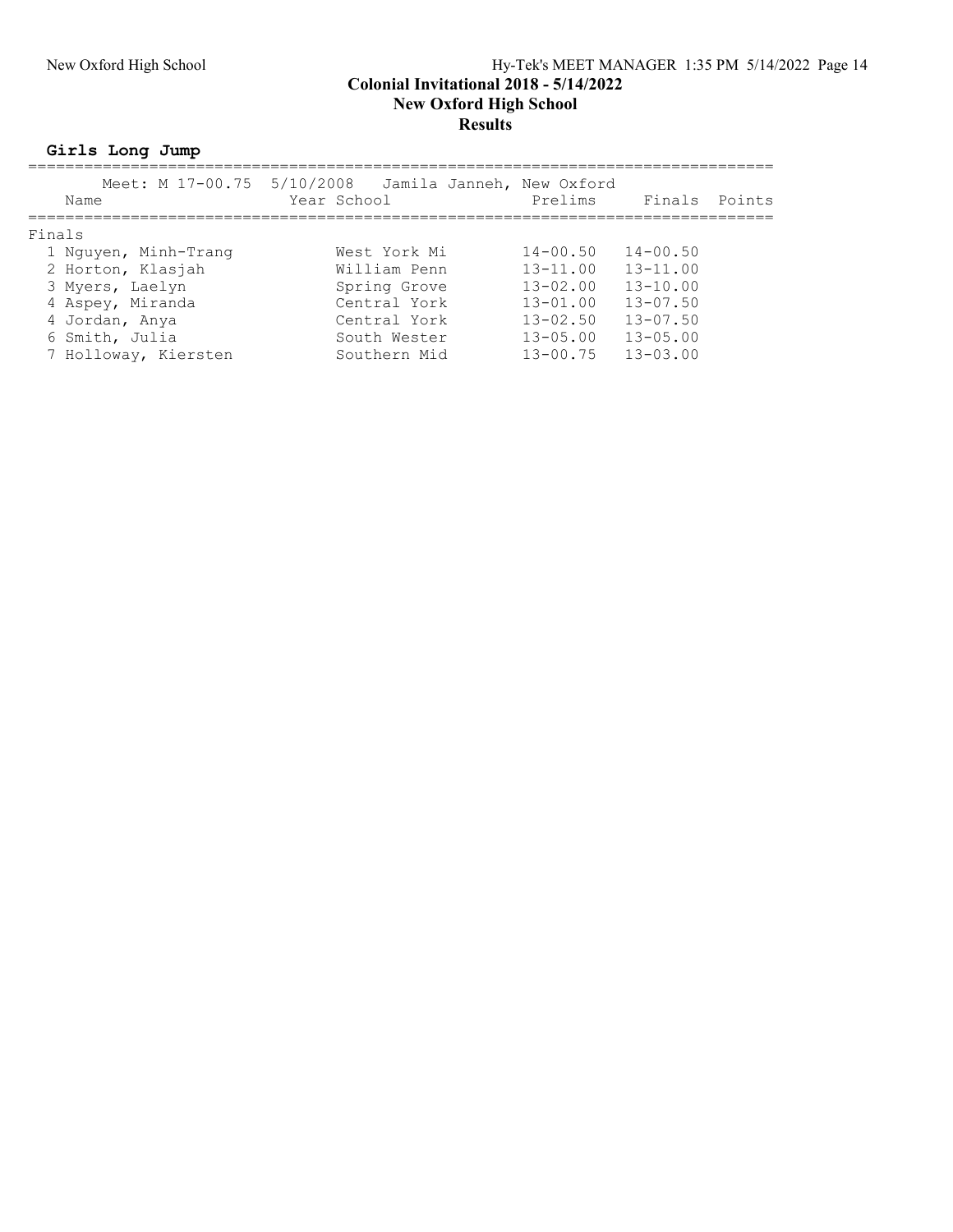**Colonial Invitational 2018 - 5/14/2022**
**New Oxford High School**
**Results**

## Girls Long Jump

Meet: M 17-00.75 5/10/2008 Jamila Janneh, New Oxford

| | Name | Year | School | Prelims | Finals | Points |
|---|---|---|---|---|---|---|
| **Finals** | | | | | | |
| 1 | Nguyen, Minh-Trang | | West York Mi | 14-00.50 | 14-00.50 | |
| 2 | Horton, Klasjah | | William Penn | 13-11.00 | 13-11.00 | |
| 3 | Myers, Laelyn | | Spring Grove | 13-02.00 | 13-10.00 | |
| 4 | Aspey, Miranda | | Central York | 13-01.00 | 13-07.50 | |
| 4 | Jordan, Anya | | Central York | 13-02.50 | 13-07.50 | |
| 6 | Smith, Julia | | South Wester | 13-05.00 | 13-05.00 | |
| 7 | Holloway, Kiersten | | Southern Mid | 13-00.75 | 13-03.00 | |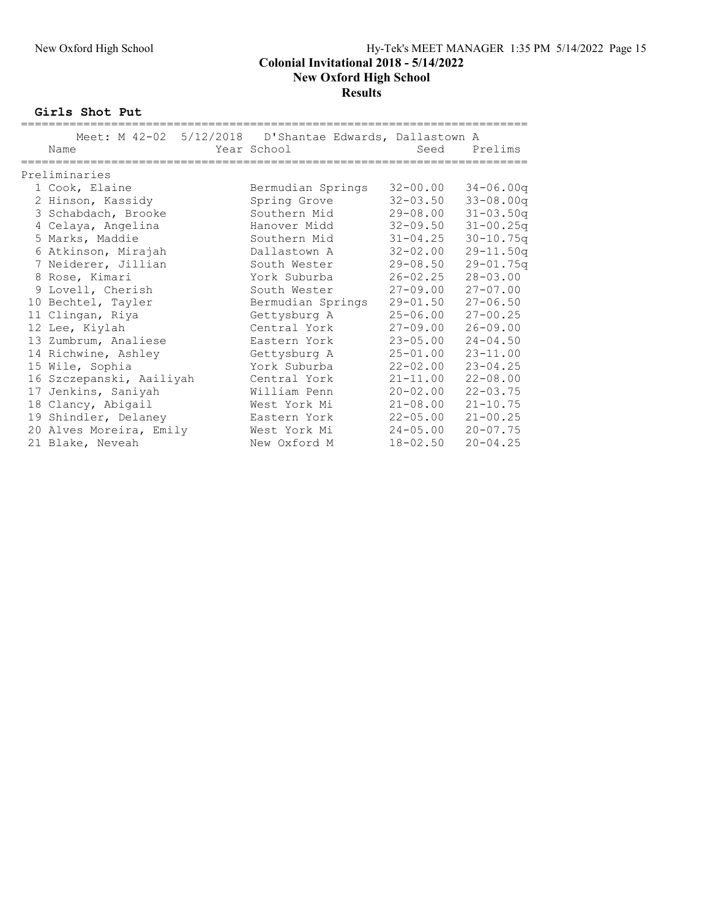**Colonial Invitational 2018 - 5/14/2022**
**New Oxford High School**
**Results**

### Girls Shot Put

Meet: M 42-02 5/12/2018 D'Shantae Edwards, Dallastown A

| | Name | Year School | Seed | Prelims |
|---|---|---|---|---|
| **Preliminaries** | | | | |
| 1 | Cook, Elaine | Bermudian Springs | 32-00.00 | 34-06.00q |
| 2 | Hinson, Kassidy | Spring Grove | 32-03.50 | 33-08.00q |
| 3 | Schabdach, Brooke | Southern Mid | 29-08.00 | 31-03.50q |
| 4 | Celaya, Angelina | Hanover Midd | 32-09.50 | 31-00.25q |
| 5 | Marks, Maddie | Southern Mid | 31-04.25 | 30-10.75q |
| 6 | Atkinson, Mirajah | Dallastown A | 32-02.00 | 29-11.50q |
| 7 | Neiderer, Jillian | South Wester | 29-08.50 | 29-01.75q |
| 8 | Rose, Kimari | York Suburba | 26-02.25 | 28-03.00 |
| 9 | Lovell, Cherish | South Wester | 27-09.00 | 27-07.00 |
| 10 | Bechtel, Tayler | Bermudian Springs | 29-01.50 | 27-06.50 |
| 11 | Clingan, Riya | Gettysburg A | 25-06.00 | 27-00.25 |
| 12 | Lee, Kiylah | Central York | 27-09.00 | 26-09.00 |
| 13 | Zumbrum, Analiese | Eastern York | 23-05.00 | 24-04.50 |
| 14 | Richwine, Ashley | Gettysburg A | 25-01.00 | 23-11.00 |
| 15 | Wile, Sophia | York Suburba | 22-02.00 | 23-04.25 |
| 16 | Szczepanski, Aailiyah | Central York | 21-11.00 | 22-08.00 |
| 17 | Jenkins, Saniyah | William Penn | 20-02.00 | 22-03.75 |
| 18 | Clancy, Abigail | West York Mi | 21-08.00 | 21-10.75 |
| 19 | Shindler, Delaney | Eastern York | 22-05.00 | 21-00.25 |
| 20 | Alves Moreira, Emily | West York Mi | 24-05.00 | 20-07.75 |
| 21 | Blake, Neveah | New Oxford M | 18-02.50 | 20-04.25 |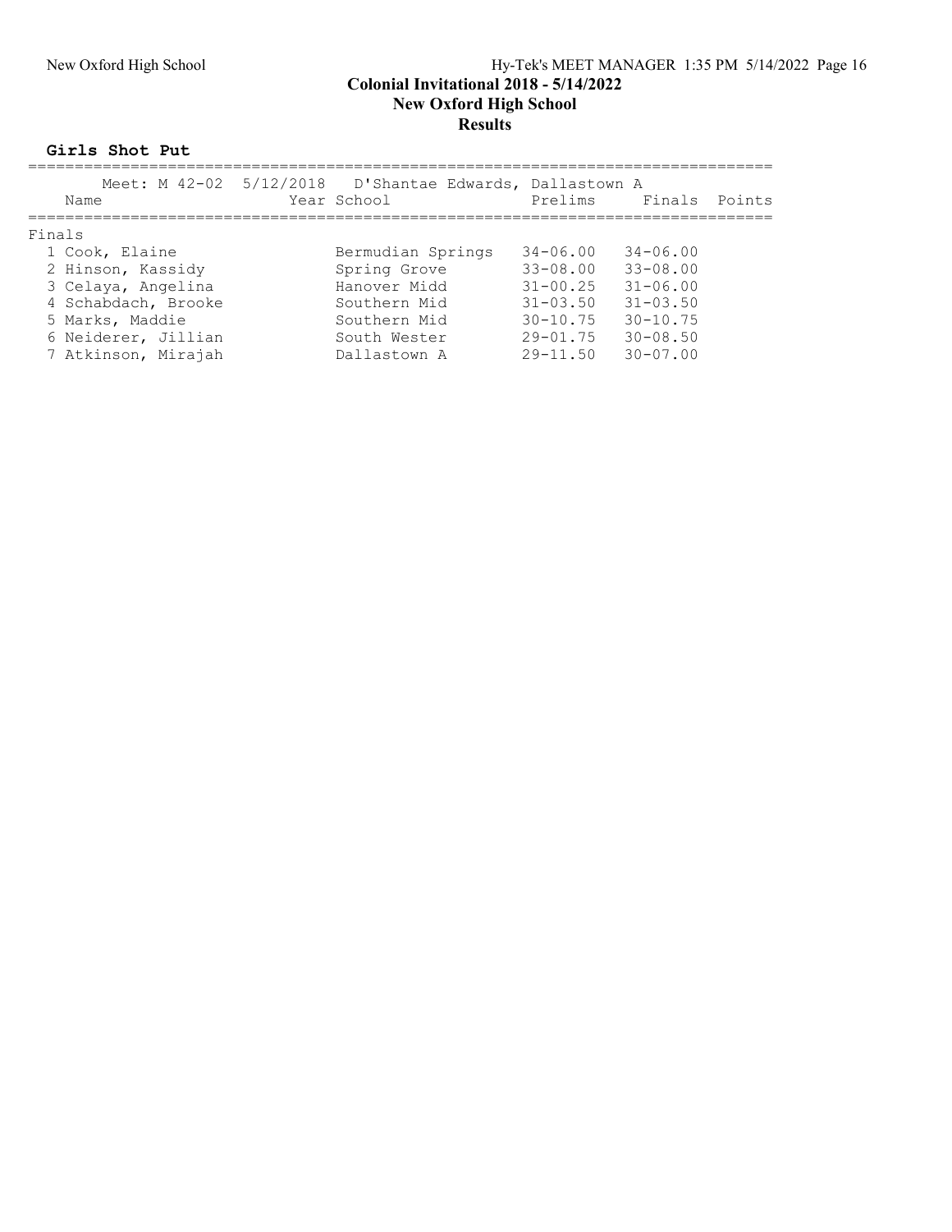## Colonial Invitational 2018 - 5/14/2022
## New Oxford High School
## Results

**Girls Shot Put**

Meet: M 42-02 5/12/2018 D'Shantae Edwards, Dallastown A

| Name | Year | School | Prelims | Finals | Points |
|---|---|---|---|---|---|
| **Finals** | | | | | |
| 1 Cook, Elaine | | Bermudian Springs | 34-06.00 | 34-06.00 | |
| 2 Hinson, Kassidy | | Spring Grove | 33-08.00 | 33-08.00 | |
| 3 Celaya, Angelina | | Hanover Midd | 31-00.25 | 31-06.00 | |
| 4 Schabdach, Brooke | | Southern Mid | 31-03.50 | 31-03.50 | |
| 5 Marks, Maddie | | Southern Mid | 30-10.75 | 30-10.75 | |
| 6 Neiderer, Jillian | | South Wester | 29-01.75 | 30-08.50 | |
| 7 Atkinson, Mirajah | | Dallastown A | 29-11.50 | 30-07.00 | |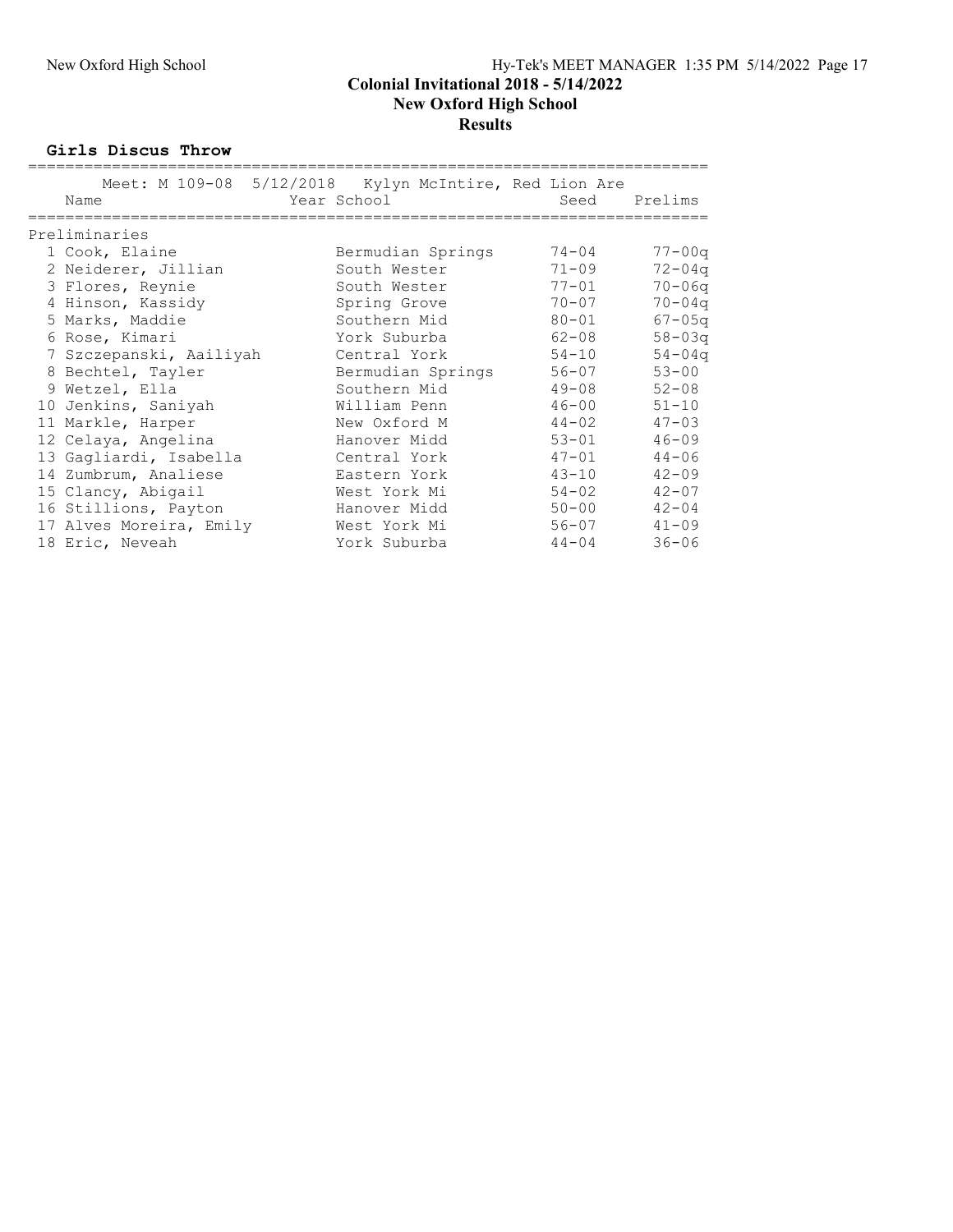## Colonial Invitational 2018 - 5/14/2022
## New Oxford High School
## Results

### Girls Discus Throw

Meet: M 109-08 5/12/2018 Kylyn McIntire, Red Lion Are

| | Name | Year School | Seed | Prelims |
|---|---|---|---|---|
| **Preliminaries** | | | | |
| 1 | Cook, Elaine | Bermudian Springs | 74-04 | 77-00q |
| 2 | Neiderer, Jillian | South Wester | 71-09 | 72-04q |
| 3 | Flores, Reynie | South Wester | 77-01 | 70-06q |
| 4 | Hinson, Kassidy | Spring Grove | 70-07 | 70-04q |
| 5 | Marks, Maddie | Southern Mid | 80-01 | 67-05q |
| 6 | Rose, Kimari | York Suburba | 62-08 | 58-03q |
| 7 | Szczepanski, Aailiyah | Central York | 54-10 | 54-04q |
| 8 | Bechtel, Tayler | Bermudian Springs | 56-07 | 53-00 |
| 9 | Wetzel, Ella | Southern Mid | 49-08 | 52-08 |
| 10 | Jenkins, Saniyah | William Penn | 46-00 | 51-10 |
| 11 | Markle, Harper | New Oxford M | 44-02 | 47-03 |
| 12 | Celaya, Angelina | Hanover Midd | 53-01 | 46-09 |
| 13 | Gagliardi, Isabella | Central York | 47-01 | 44-06 |
| 14 | Zumbrum, Analiese | Eastern York | 43-10 | 42-09 |
| 15 | Clancy, Abigail | West York Mi | 54-02 | 42-07 |
| 16 | Stillions, Payton | Hanover Midd | 50-00 | 42-04 |
| 17 | Alves Moreira, Emily | West York Mi | 56-07 | 41-09 |
| 18 | Eric, Neveah | York Suburba | 44-04 | 36-06 |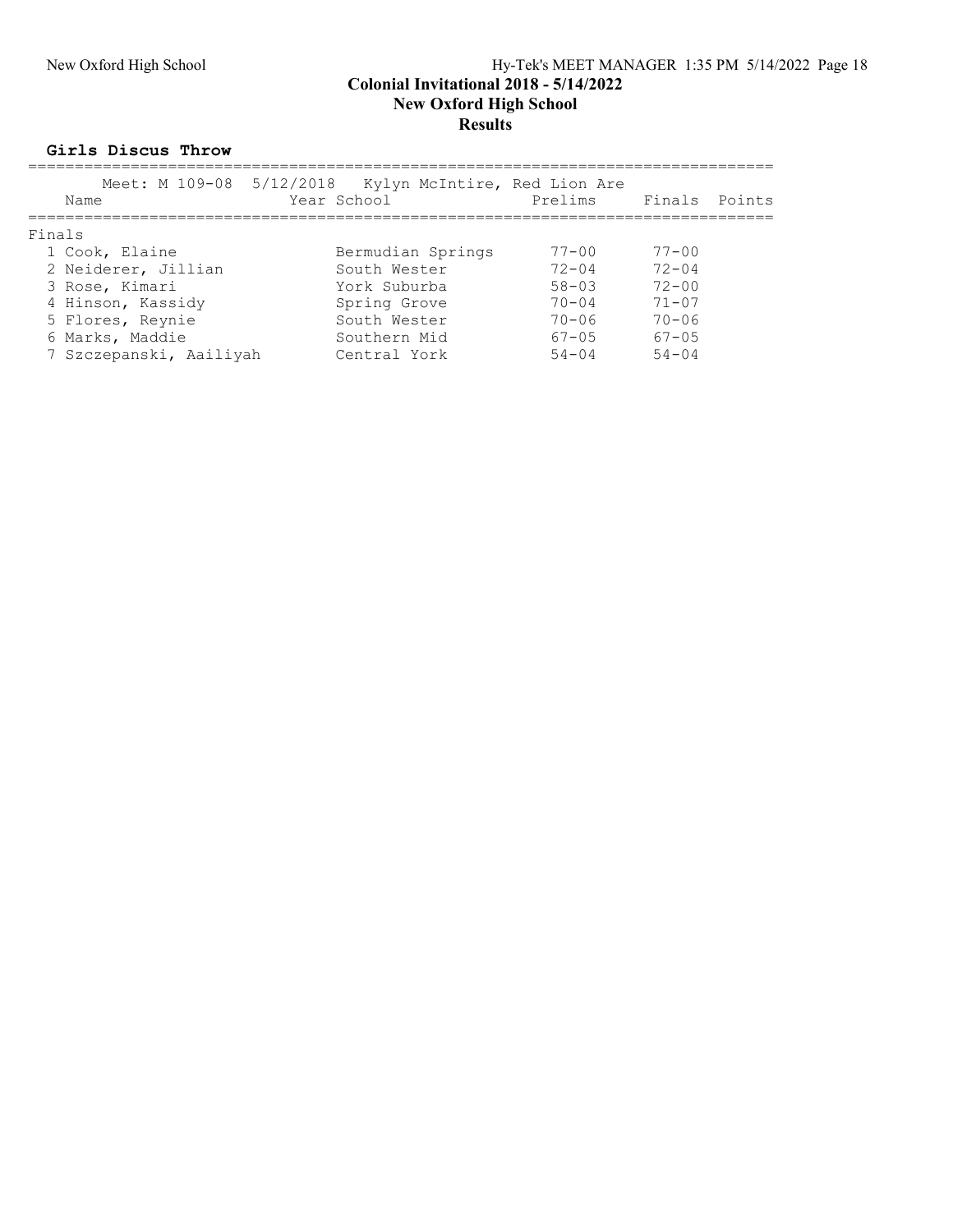**Colonial Invitational 2018 - 5/14/2022**
**New Oxford High School**
**Results**

### Girls Discus Throw

Meet: M 109-08 5/12/2018 Kylyn McIntire, Red Lion Are

| Name | Year School | Prelims | Finals | Points |
|---|---|---|---|---|
| **Finals** | | | | |
| 1 Cook, Elaine | Bermudian Springs | 77-00 | 77-00 | |
| 2 Neiderer, Jillian | South Wester | 72-04 | 72-04 | |
| 3 Rose, Kimari | York Suburba | 58-03 | 72-00 | |
| 4 Hinson, Kassidy | Spring Grove | 70-04 | 71-07 | |
| 5 Flores, Reynie | South Wester | 70-06 | 70-06 | |
| 6 Marks, Maddie | Southern Mid | 67-05 | 67-05 | |
| 7 Szczepanski, Aailiyah | Central York | 54-04 | 54-04 | |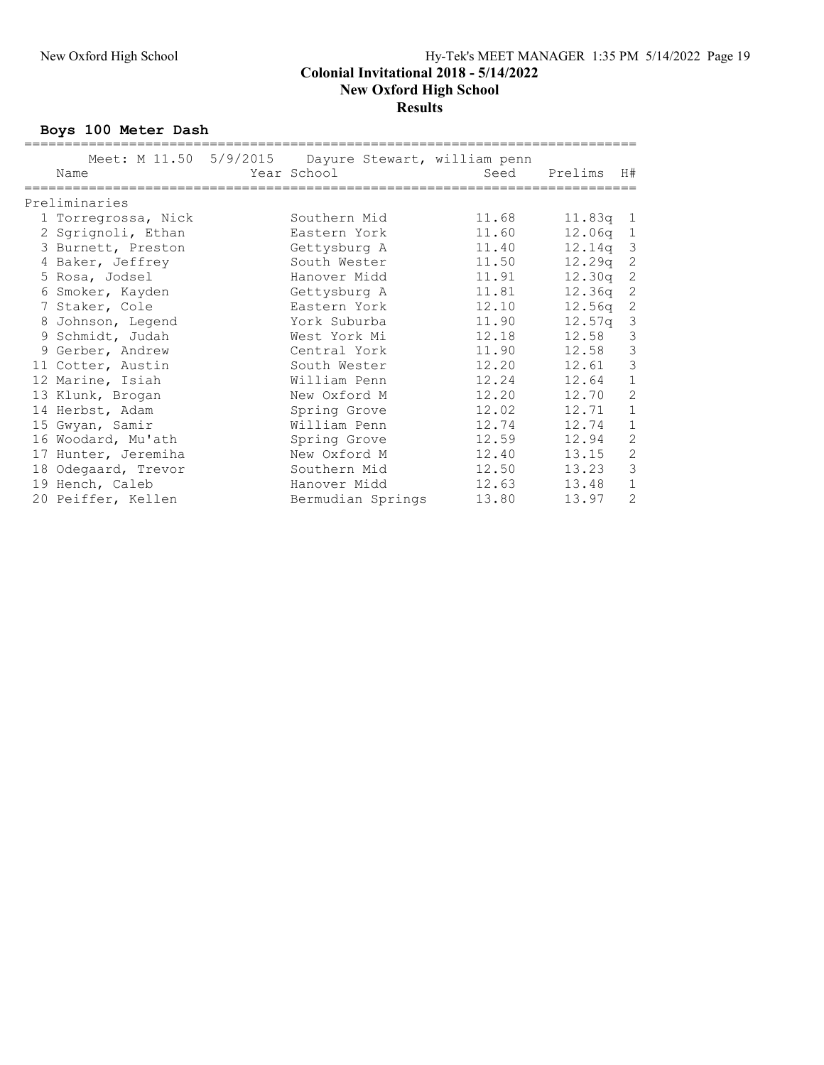**Colonial Invitational 2018 - 5/14/2022**

**New Oxford High School**

**Results**

### Boys 100 Meter Dash

Meet: M 11.50 5/9/2015 Dayure Stewart, william penn

| Place | Name | Year | School | Seed | Prelims | H# |
|---|---|---|---|---|---|---|
| **Preliminaries** | | | | | | |
| 1 | Torregrossa, Nick | | Southern Mid | 11.68 | 11.83q | 1 |
| 2 | Sgrignoli, Ethan | | Eastern York | 11.60 | 12.06q | 1 |
| 3 | Burnett, Preston | | Gettysburg A | 11.40 | 12.14q | 3 |
| 4 | Baker, Jeffrey | | South Wester | 11.50 | 12.29q | 2 |
| 5 | Rosa, Jodsel | | Hanover Midd | 11.91 | 12.30q | 2 |
| 6 | Smoker, Kayden | | Gettysburg A | 11.81 | 12.36q | 2 |
| 7 | Staker, Cole | | Eastern York | 12.10 | 12.56q | 2 |
| 8 | Johnson, Legend | | York Suburba | 11.90 | 12.57q | 3 |
| 9 | Schmidt, Judah | | West York Mi | 12.18 | 12.58 | 3 |
| 9 | Gerber, Andrew | | Central York | 11.90 | 12.58 | 3 |
| 11 | Cotter, Austin | | South Wester | 12.20 | 12.61 | 3 |
| 12 | Marine, Isiah | | William Penn | 12.24 | 12.64 | 1 |
| 13 | Klunk, Brogan | | New Oxford M | 12.20 | 12.70 | 2 |
| 14 | Herbst, Adam | | Spring Grove | 12.02 | 12.71 | 1 |
| 15 | Gwyan, Samir | | William Penn | 12.74 | 12.74 | 1 |
| 16 | Woodard, Mu'ath | | Spring Grove | 12.59 | 12.94 | 2 |
| 17 | Hunter, Jeremiha | | New Oxford M | 12.40 | 13.15 | 2 |
| 18 | Odegaard, Trevor | | Southern Mid | 12.50 | 13.23 | 3 |
| 19 | Hench, Caleb | | Hanover Midd | 12.63 | 13.48 | 1 |
| 20 | Peiffer, Kellen | | Bermudian Springs | 13.80 | 13.97 | 2 |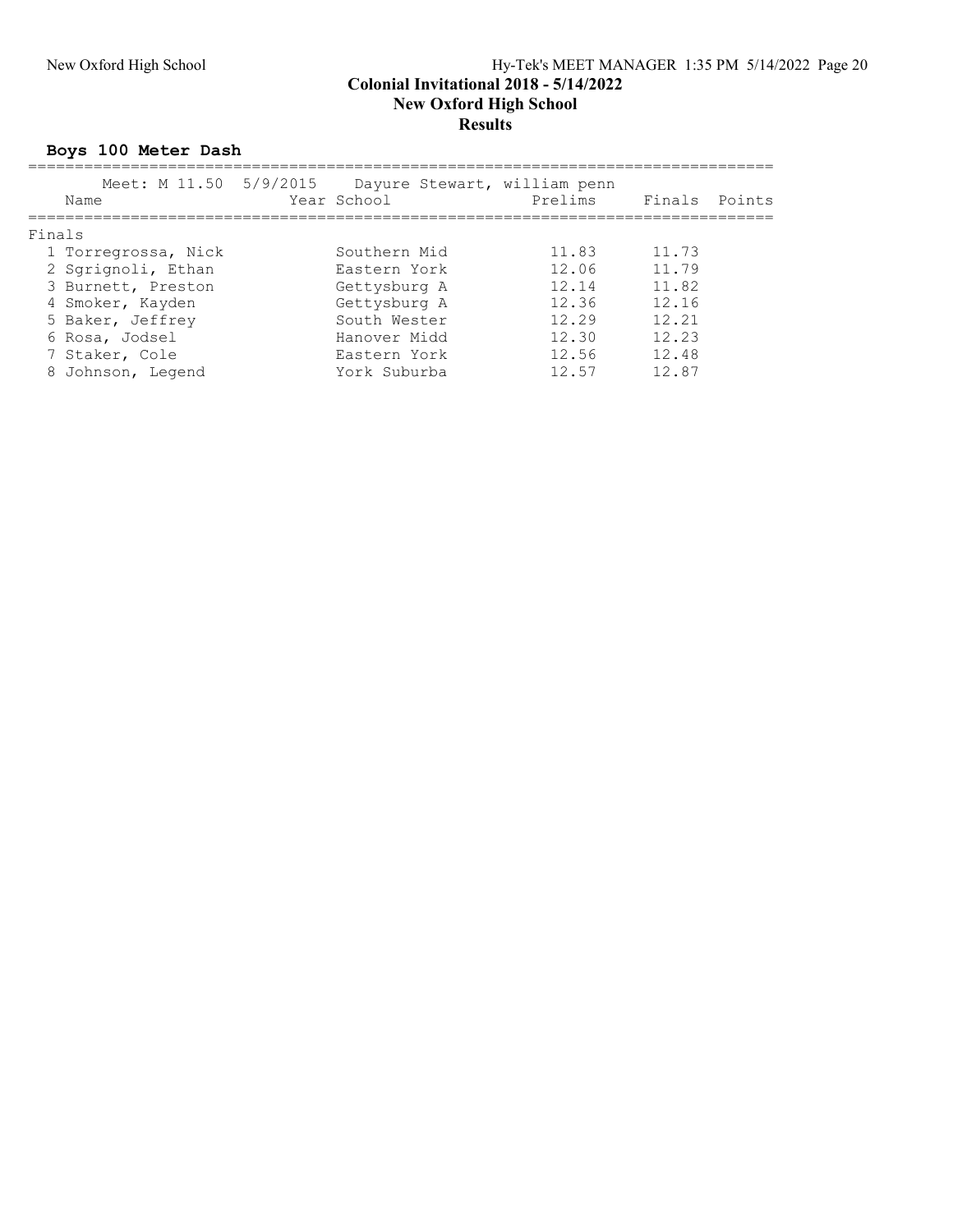# Colonial Invitational 2018 - 5/14/2022
## New Oxford High School
### Results

**Boys 100 Meter Dash**

Meet: M 11.50 5/9/2015 Dayure Stewart, william penn

| Name | Year | School | Prelims | Finals | Points |
|---|---|---|---|---|---|
| **Finals** | | | | | |
| 1 Torregrossa, Nick | | Southern Mid | 11.83 | 11.73 | |
| 2 Sgrignoli, Ethan | | Eastern York | 12.06 | 11.79 | |
| 3 Burnett, Preston | | Gettysburg A | 12.14 | 11.82 | |
| 4 Smoker, Kayden | | Gettysburg A | 12.36 | 12.16 | |
| 5 Baker, Jeffrey | | South Wester | 12.29 | 12.21 | |
| 6 Rosa, Jodsel | | Hanover Midd | 12.30 | 12.23 | |
| 7 Staker, Cole | | Eastern York | 12.56 | 12.48 | |
| 8 Johnson, Legend | | York Suburba | 12.57 | 12.87 | |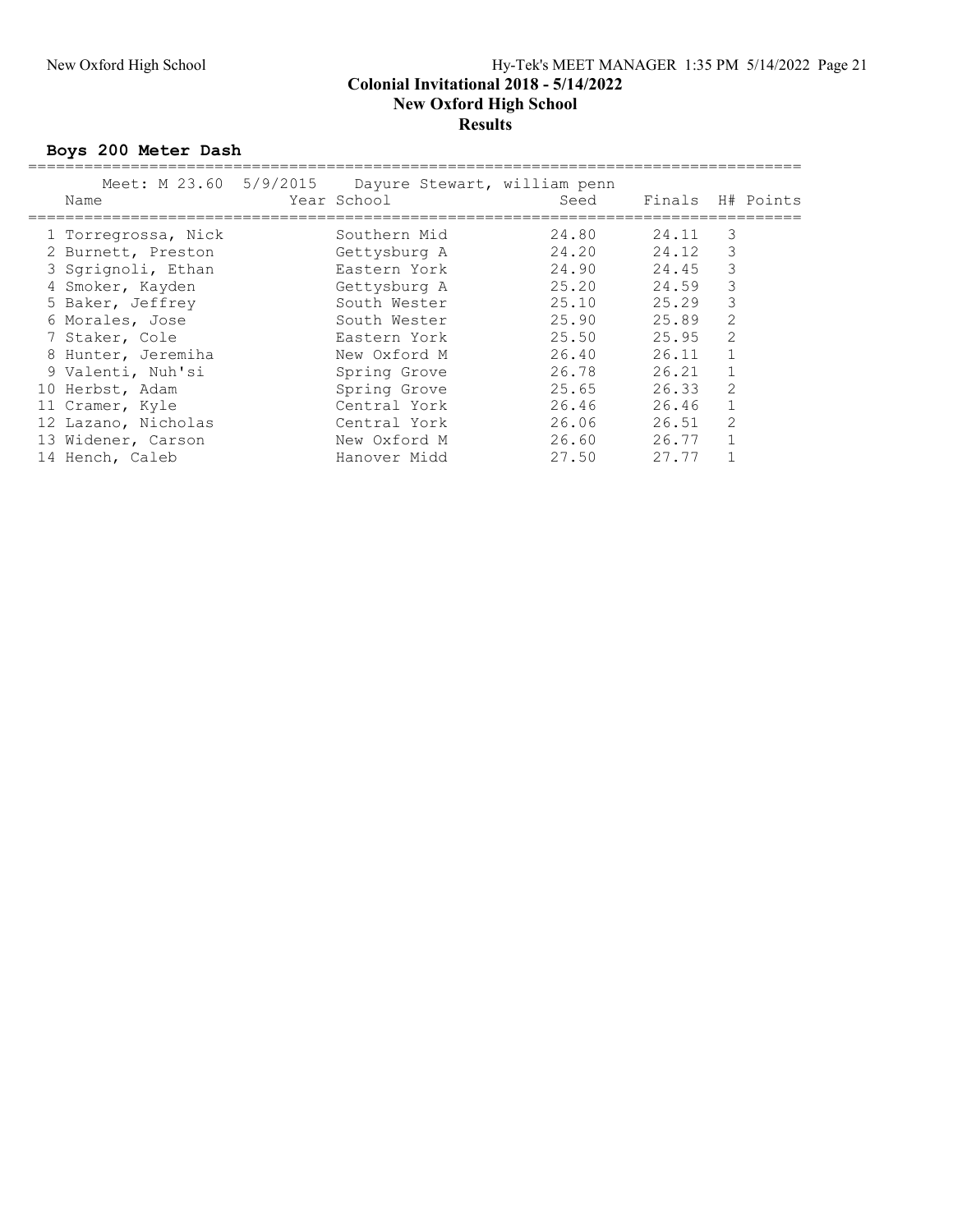# Colonial Invitational 2018 - 5/14/2022

## New Oxford High School

## Results

### Boys 200 Meter Dash

Meet: M 23.60 5/9/2015 Dayure Stewart, william penn

| Place | Name | Year | School | Seed | Finals | H# | Points |
|---|---|---|---|---|---|---|---|
| 1 | Torregrossa, Nick | | Southern Mid | 24.80 | 24.11 | 3 | |
| 2 | Burnett, Preston | | Gettysburg A | 24.20 | 24.12 | 3 | |
| 3 | Sgrignoli, Ethan | | Eastern York | 24.90 | 24.45 | 3 | |
| 4 | Smoker, Kayden | | Gettysburg A | 25.20 | 24.59 | 3 | |
| 5 | Baker, Jeffrey | | South Wester | 25.10 | 25.29 | 3 | |
| 6 | Morales, Jose | | South Wester | 25.90 | 25.89 | 2 | |
| 7 | Staker, Cole | | Eastern York | 25.50 | 25.95 | 2 | |
| 8 | Hunter, Jeremiha | | New Oxford M | 26.40 | 26.11 | 1 | |
| 9 | Valenti, Nuh'si | | Spring Grove | 26.78 | 26.21 | 1 | |
| 10 | Herbst, Adam | | Spring Grove | 25.65 | 26.33 | 2 | |
| 11 | Cramer, Kyle | | Central York | 26.46 | 26.46 | 1 | |
| 12 | Lazano, Nicholas | | Central York | 26.06 | 26.51 | 2 | |
| 13 | Widener, Carson | | New Oxford M | 26.60 | 26.77 | 1 | |
| 14 | Hench, Caleb | | Hanover Midd | 27.50 | 27.77 | 1 | |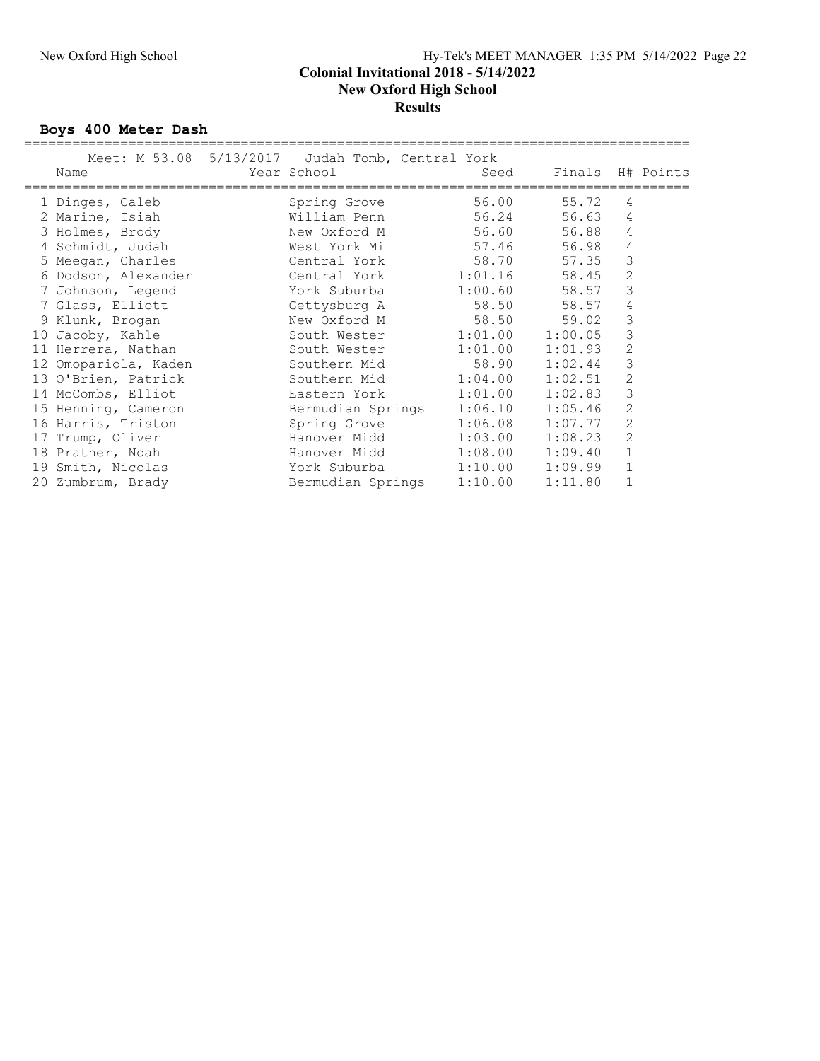**Colonial Invitational 2018 - 5/14/2022**
**New Oxford High School**
**Results**

### Boys 400 Meter Dash

Meet: M 53.08 5/13/2017 Judah Tomb, Central York

| Place | Name | Year | School | Seed | Finals | H# | Points |
|---|---|---|---|---|---|---|---|
| 1 | Dinges, Caleb | | Spring Grove | 56.00 | 55.72 | 4 | |
| 2 | Marine, Isiah | | William Penn | 56.24 | 56.63 | 4 | |
| 3 | Holmes, Brody | | New Oxford M | 56.60 | 56.88 | 4 | |
| 4 | Schmidt, Judah | | West York Mi | 57.46 | 56.98 | 4 | |
| 5 | Meegan, Charles | | Central York | 58.70 | 57.35 | 3 | |
| 6 | Dodson, Alexander | | Central York | 1:01.16 | 58.45 | 2 | |
| 7 | Johnson, Legend | | York Suburba | 1:00.60 | 58.57 | 3 | |
| 7 | Glass, Elliott | | Gettysburg A | 58.50 | 58.57 | 4 | |
| 9 | Klunk, Brogan | | New Oxford M | 58.50 | 59.02 | 3 | |
| 10 | Jacoby, Kahle | | South Wester | 1:01.00 | 1:00.05 | 3 | |
| 11 | Herrera, Nathan | | South Wester | 1:01.00 | 1:01.93 | 2 | |
| 12 | Omopariola, Kaden | | Southern Mid | 58.90 | 1:02.44 | 3 | |
| 13 | O'Brien, Patrick | | Southern Mid | 1:04.00 | 1:02.51 | 2 | |
| 14 | McCombs, Elliot | | Eastern York | 1:01.00 | 1:02.83 | 3 | |
| 15 | Henning, Cameron | | Bermudian Springs | 1:06.10 | 1:05.46 | 2 | |
| 16 | Harris, Triston | | Spring Grove | 1:06.08 | 1:07.77 | 2 | |
| 17 | Trump, Oliver | | Hanover Midd | 1:03.00 | 1:08.23 | 2 | |
| 18 | Pratner, Noah | | Hanover Midd | 1:08.00 | 1:09.40 | 1 | |
| 19 | Smith, Nicolas | | York Suburba | 1:10.00 | 1:09.99 | 1 | |
| 20 | Zumbrum, Brady | | Bermudian Springs | 1:10.00 | 1:11.80 | 1 | |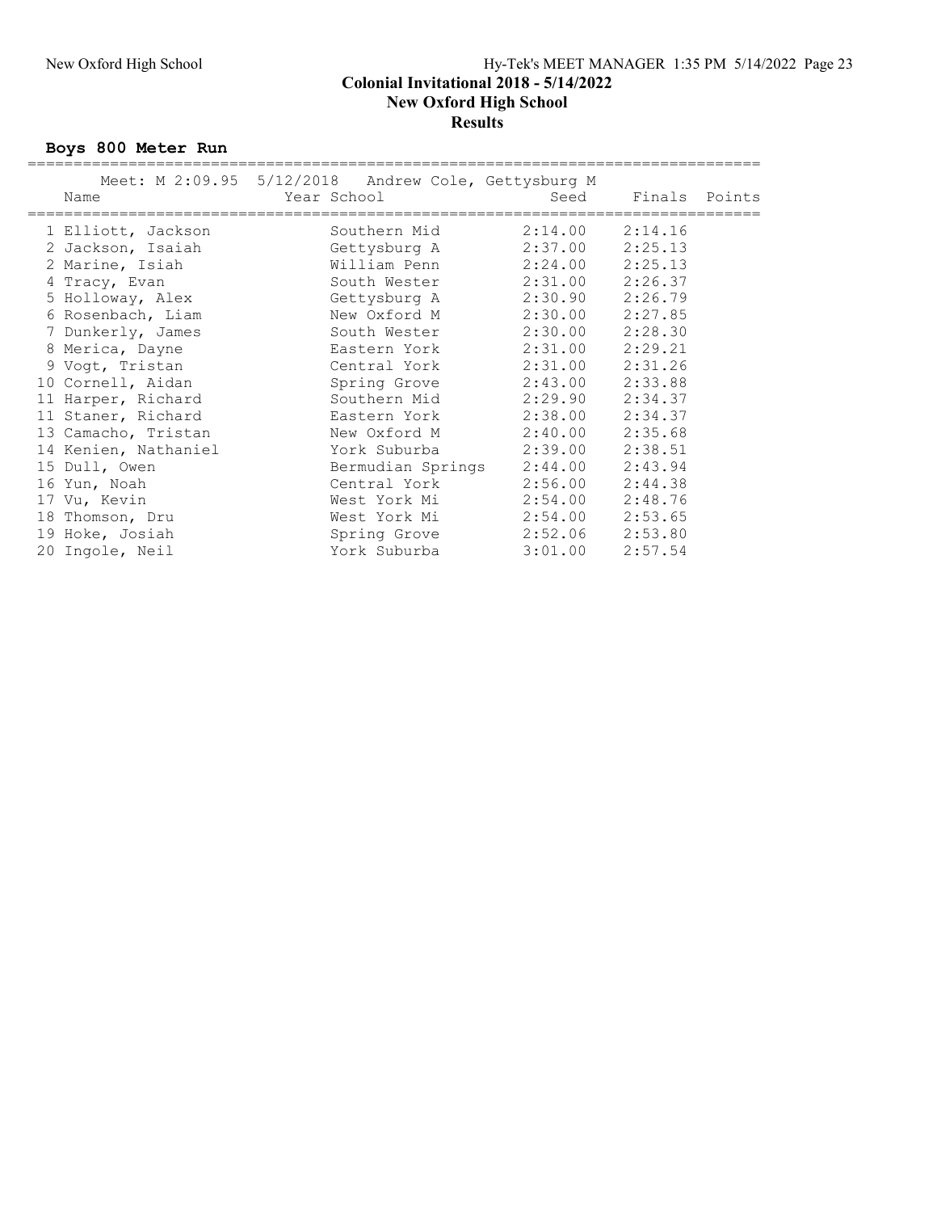# Colonial Invitational 2018 - 5/14/2022
## New Oxford High School
## Results

### Boys 800 Meter Run

Meet: M 2:09.95 5/12/2018 Andrew Cole, Gettysburg M

| Name | Year | School | Seed | Finals | Points |
|---|---|---|---|---|---|
| 1 Elliott, Jackson | | Southern Mid | 2:14.00 | 2:14.16 | |
| 2 Jackson, Isaiah | | Gettysburg A | 2:37.00 | 2:25.13 | |
| 2 Marine, Isiah | | William Penn | 2:24.00 | 2:25.13 | |
| 4 Tracy, Evan | | South Wester | 2:31.00 | 2:26.37 | |
| 5 Holloway, Alex | | Gettysburg A | 2:30.90 | 2:26.79 | |
| 6 Rosenbach, Liam | | New Oxford M | 2:30.00 | 2:27.85 | |
| 7 Dunkerly, James | | South Wester | 2:30.00 | 2:28.30 | |
| 8 Merica, Dayne | | Eastern York | 2:31.00 | 2:29.21 | |
| 9 Vogt, Tristan | | Central York | 2:31.00 | 2:31.26 | |
| 10 Cornell, Aidan | | Spring Grove | 2:43.00 | 2:33.88 | |
| 11 Harper, Richard | | Southern Mid | 2:29.90 | 2:34.37 | |
| 11 Staner, Richard | | Eastern York | 2:38.00 | 2:34.37 | |
| 13 Camacho, Tristan | | New Oxford M | 2:40.00 | 2:35.68 | |
| 14 Kenien, Nathaniel | | York Suburba | 2:39.00 | 2:38.51 | |
| 15 Dull, Owen | | Bermudian Springs | 2:44.00 | 2:43.94 | |
| 16 Yun, Noah | | Central York | 2:56.00 | 2:44.38 | |
| 17 Vu, Kevin | | West York Mi | 2:54.00 | 2:48.76 | |
| 18 Thomson, Dru | | West York Mi | 2:54.00 | 2:53.65 | |
| 19 Hoke, Josiah | | Spring Grove | 2:52.06 | 2:53.80 | |
| 20 Ingole, Neil | | York Suburba | 3:01.00 | 2:57.54 | |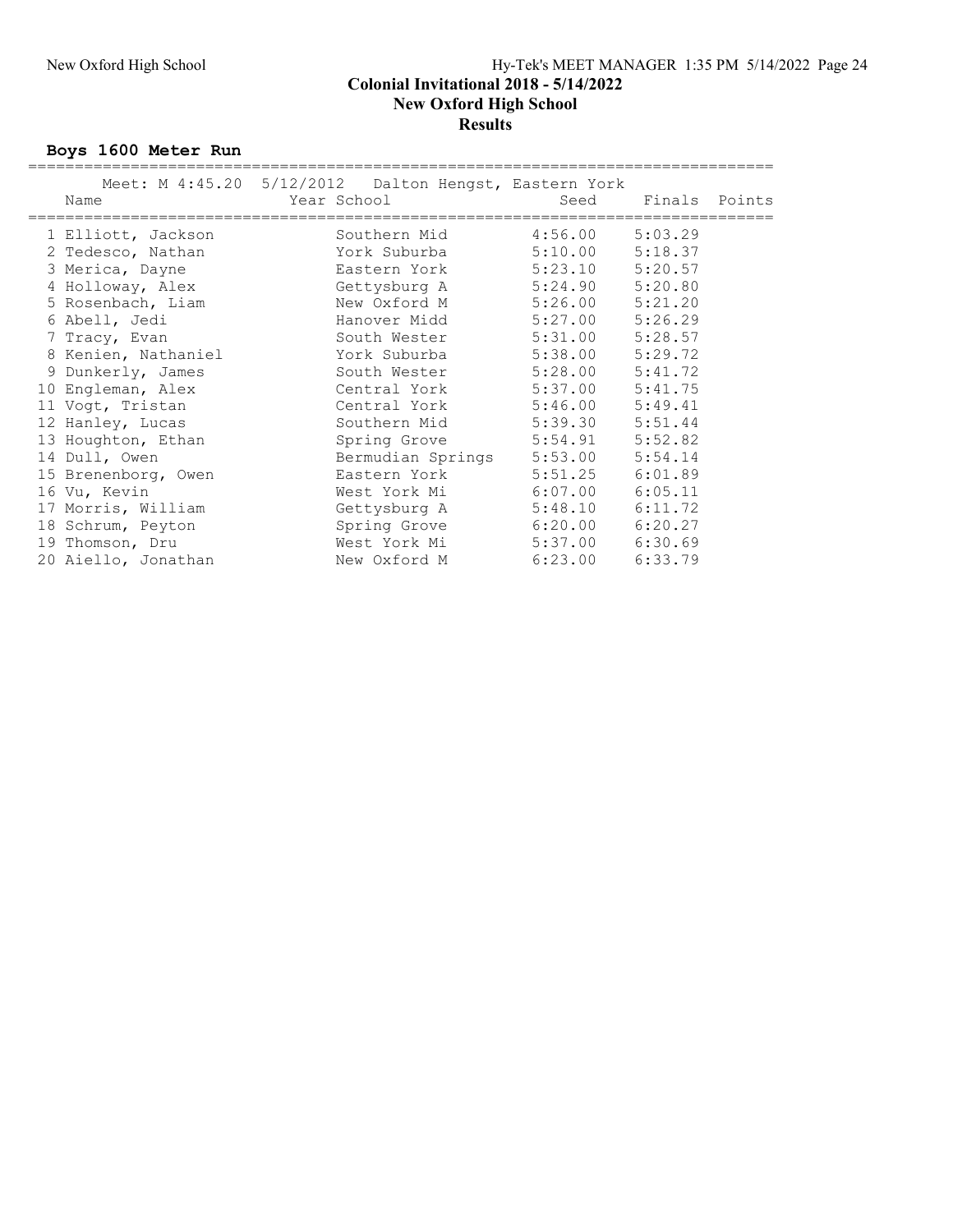**Colonial Invitational 2018 - 5/14/2022**
**New Oxford High School**
**Results**

### Boys 1600 Meter Run

Meet: M 4:45.20 5/12/2012 Dalton Hengst, Eastern York

| | Name | Year | School | Seed | Finals | Points |
|---|---|---|---|---|---|---|
| 1 | Elliott, Jackson | | Southern Mid | 4:56.00 | 5:03.29 | |
| 2 | Tedesco, Nathan | | York Suburba | 5:10.00 | 5:18.37 | |
| 3 | Merica, Dayne | | Eastern York | 5:23.10 | 5:20.57 | |
| 4 | Holloway, Alex | | Gettysburg A | 5:24.90 | 5:20.80 | |
| 5 | Rosenbach, Liam | | New Oxford M | 5:26.00 | 5:21.20 | |
| 6 | Abell, Jedi | | Hanover Midd | 5:27.00 | 5:26.29 | |
| 7 | Tracy, Evan | | South Wester | 5:31.00 | 5:28.57 | |
| 8 | Kenien, Nathaniel | | York Suburba | 5:38.00 | 5:29.72 | |
| 9 | Dunkerly, James | | South Wester | 5:28.00 | 5:41.72 | |
| 10 | Engleman, Alex | | Central York | 5:37.00 | 5:41.75 | |
| 11 | Vogt, Tristan | | Central York | 5:46.00 | 5:49.41 | |
| 12 | Hanley, Lucas | | Southern Mid | 5:39.30 | 5:51.44 | |
| 13 | Houghton, Ethan | | Spring Grove | 5:54.91 | 5:52.82 | |
| 14 | Dull, Owen | | Bermudian Springs | 5:53.00 | 5:54.14 | |
| 15 | Brenenborg, Owen | | Eastern York | 5:51.25 | 6:01.89 | |
| 16 | Vu, Kevin | | West York Mi | 6:07.00 | 6:05.11 | |
| 17 | Morris, William | | Gettysburg A | 5:48.10 | 6:11.72 | |
| 18 | Schrum, Peyton | | Spring Grove | 6:20.00 | 6:20.27 | |
| 19 | Thomson, Dru | | West York Mi | 5:37.00 | 6:30.69 | |
| 20 | Aiello, Jonathan | | New Oxford M | 6:23.00 | 6:33.79 | |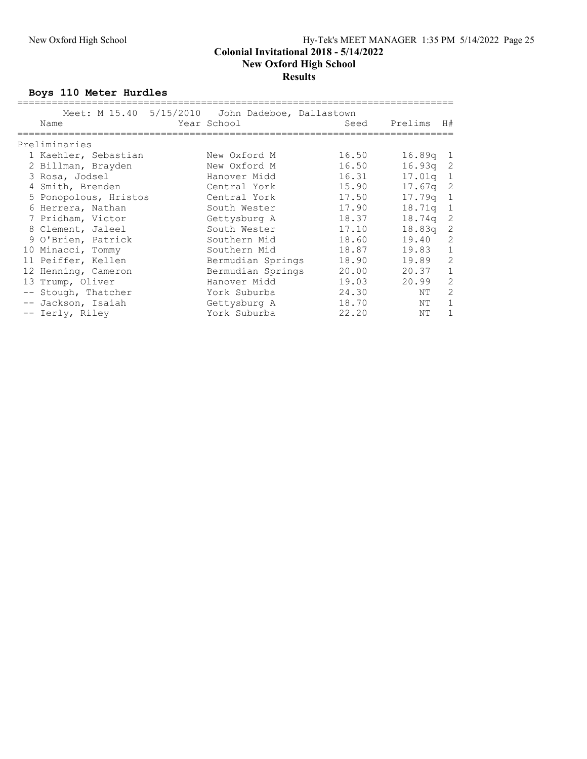# Colonial Invitational 2018 - 5/14/2022

## New Oxford High School

### Results

**Boys 110 Meter Hurdles**

Meet: M 15.40 5/15/2010 John Dadeboe, Dallastown

| Name | Year School | Seed | Prelims | H# |
|---|---|---|---|---|
| **Preliminaries** | | | | |
| 1 Kaehler, Sebastian | New Oxford M | 16.50 | 16.89q | 1 |
| 2 Billman, Brayden | New Oxford M | 16.50 | 16.93q | 2 |
| 3 Rosa, Jodsel | Hanover Midd | 16.31 | 17.01q | 1 |
| 4 Smith, Brenden | Central York | 15.90 | 17.67q | 2 |
| 5 Ponopolous, Hristos | Central York | 17.50 | 17.79q | 1 |
| 6 Herrera, Nathan | South Wester | 17.90 | 18.71q | 1 |
| 7 Pridham, Victor | Gettysburg A | 18.37 | 18.74q | 2 |
| 8 Clement, Jaleel | South Wester | 17.10 | 18.83q | 2 |
| 9 O'Brien, Patrick | Southern Mid | 18.60 | 19.40 | 2 |
| 10 Minacci, Tommy | Southern Mid | 18.87 | 19.83 | 1 |
| 11 Peiffer, Kellen | Bermudian Springs | 18.90 | 19.89 | 2 |
| 12 Henning, Cameron | Bermudian Springs | 20.00 | 20.37 | 1 |
| 13 Trump, Oliver | Hanover Midd | 19.03 | 20.99 | 2 |
| -- Stough, Thatcher | York Suburba | 24.30 | NT | 2 |
| -- Jackson, Isaiah | Gettysburg A | 18.70 | NT | 1 |
| -- Ierly, Riley | York Suburba | 22.20 | NT | 1 |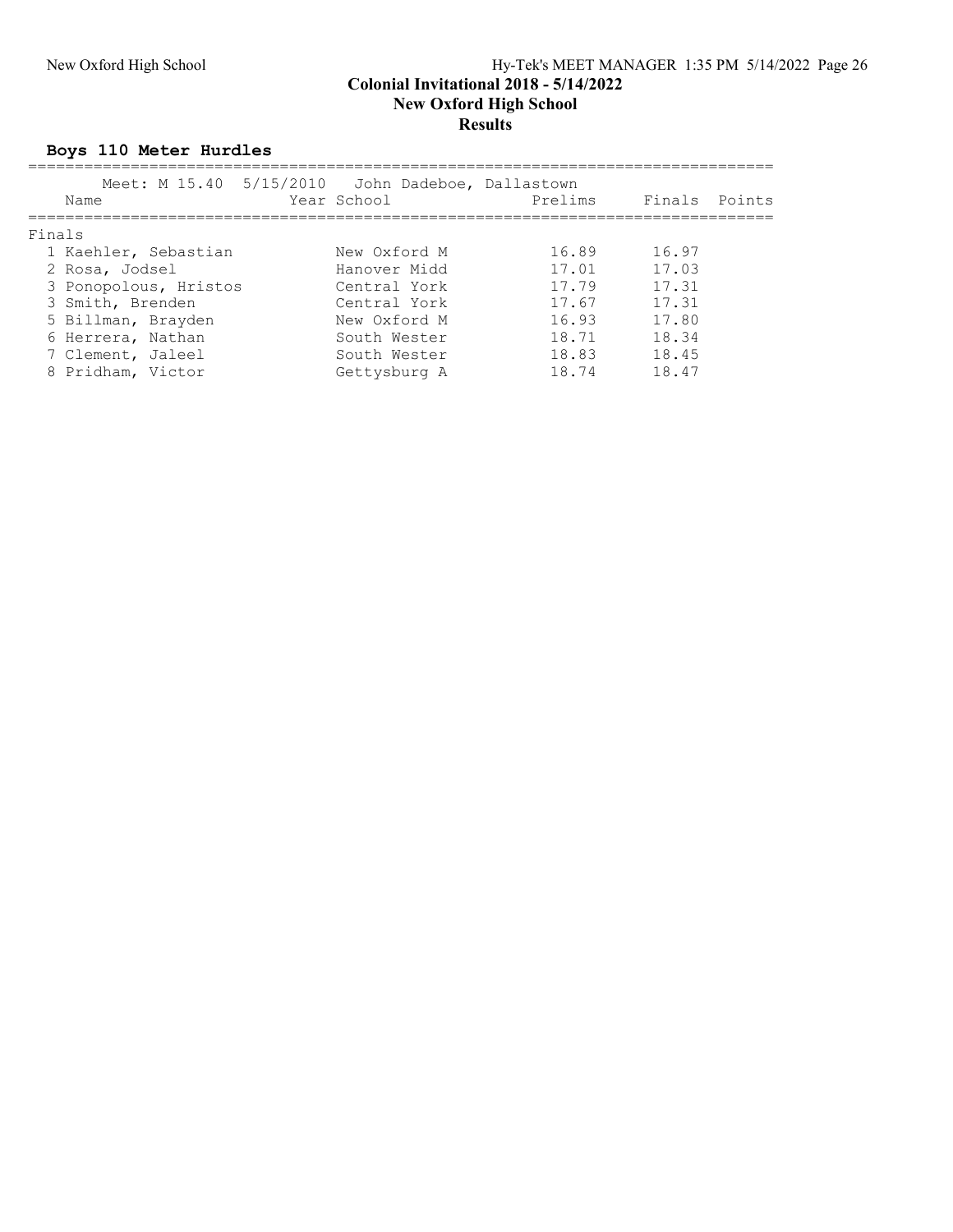# Colonial Invitational 2018 - 5/14/2022
## New Oxford High School
## Results

### Boys 110 Meter Hurdles

Meet: M 15.40 5/15/2010 John Dadeboe, Dallastown

| Name | Year | School | Prelims | Finals | Points |
|---|---|---|---|---|---|
| **Finals** | | | | | |
| 1 Kaehler, Sebastian | | New Oxford M | 16.89 | 16.97 | |
| 2 Rosa, Jodsel | | Hanover Midd | 17.01 | 17.03 | |
| 3 Ponopolous, Hristos | | Central York | 17.79 | 17.31 | |
| 3 Smith, Brenden | | Central York | 17.67 | 17.31 | |
| 5 Billman, Brayden | | New Oxford M | 16.93 | 17.80 | |
| 6 Herrera, Nathan | | South Wester | 18.71 | 18.34 | |
| 7 Clement, Jaleel | | South Wester | 18.83 | 18.45 | |
| 8 Pridham, Victor | | Gettysburg A | 18.74 | 18.47 | |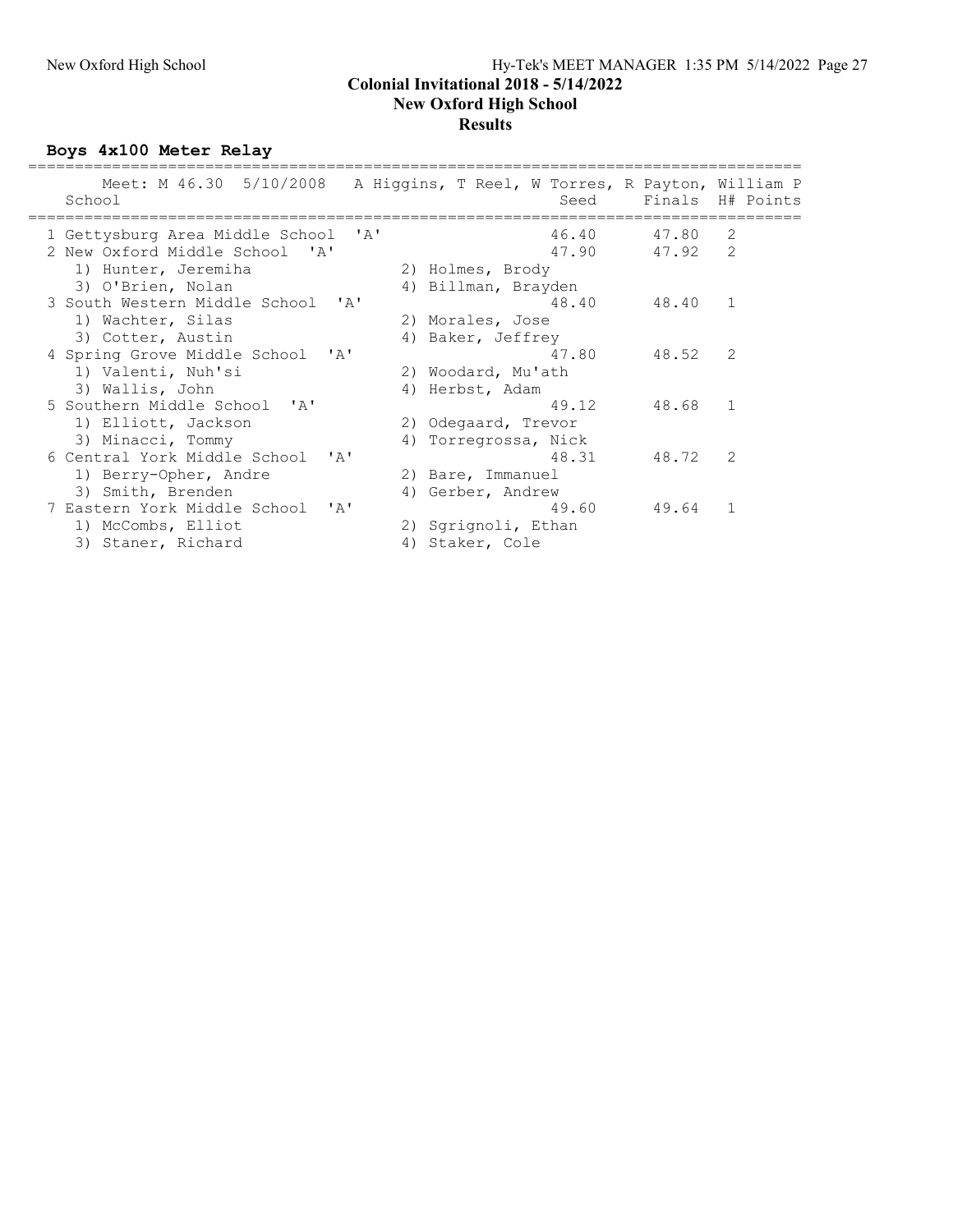## Colonial Invitational 2018 - 5/14/2022
## New Oxford High School
## Results

### Boys 4x100 Meter Relay

```
===================================================================================
      Meet: M 46.30  5/10/2008   A Higgins, T Reel, W Torres, R Payton, William P
    School                                            Seed     Finals  H# Points
===================================================================================
  1 Gettysburg Area Middle School  'A'               46.40      47.80   2
  2 New Oxford Middle School  'A'                    47.90      47.92   2
     1) Hunter, Jeremiha               2) Holmes, Brody
     3) O'Brien, Nolan                 4) Billman, Brayden
  3 South Western Middle School  'A'                 48.40      48.40   1
     1) Wachter, Silas                 2) Morales, Jose
     3) Cotter, Austin                 4) Baker, Jeffrey
  4 Spring Grove Middle School  'A'                  47.80      48.52   2
     1) Valenti, Nuh'si                2) Woodard, Mu'ath
     3) Wallis, John                   4) Herbst, Adam
  5 Southern Middle School  'A'                      49.12      48.68   1
     1) Elliott, Jackson               2) Odegaard, Trevor
     3) Minacci, Tommy                 4) Torregrossa, Nick
  6 Central York Middle School  'A'                  48.31      48.72   2
     1) Berry-Opher, Andre             2) Bare, Immanuel
     3) Smith, Brenden                 4) Gerber, Andrew
  7 Eastern York Middle School  'A'                  49.60      49.64   1
     1) McCombs, Elliot                2) Sgrignoli, Ethan
     3) Staner, Richard                4) Staker, Cole
```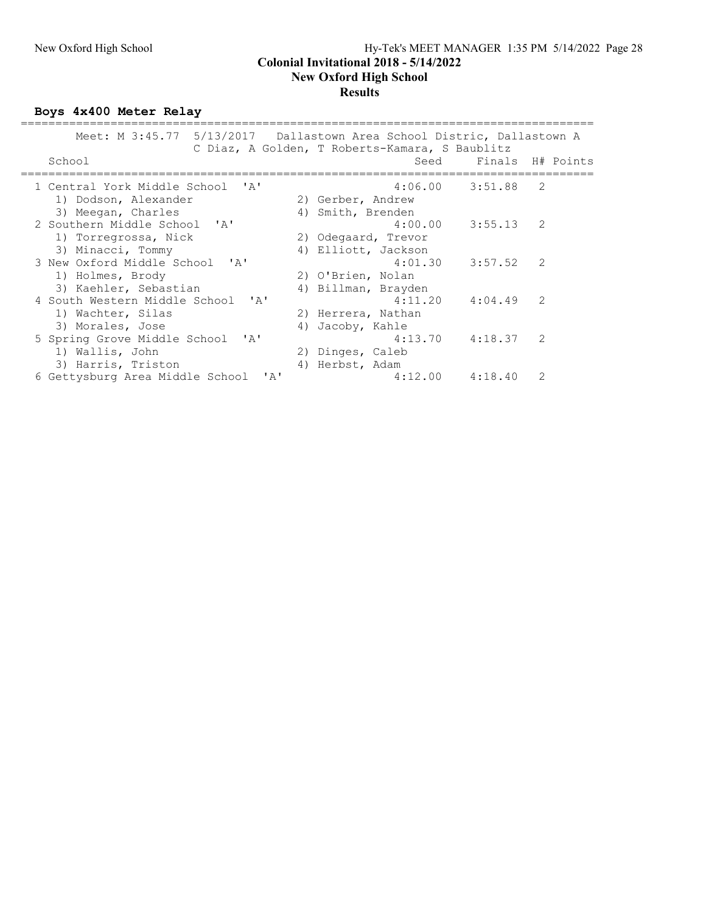**Colonial Invitational 2018 - 5/14/2022**
**New Oxford High School**
**Results**

### Boys 4x400 Meter Relay

Meet: M 3:45.77 5/13/2017 Dallastown Area School Distric, Dallastown A
C Diaz, A Golden, T Roberts-Kamara, S Baublitz

| Place | School | Seed | Finals | H# | Points |
|---|---|---|---|---|---|
| 1 | Central York Middle School 'A' | 4:06.00 | 3:51.88 | 2 | |
| | 1) Dodson, Alexander; 2) Gerber, Andrew; 3) Meegan, Charles; 4) Smith, Brenden | | | | |
| 2 | Southern Middle School 'A' | 4:00.00 | 3:55.13 | 2 | |
| | 1) Torregrossa, Nick; 2) Odegaard, Trevor; 3) Minacci, Tommy; 4) Elliott, Jackson | | | | |
| 3 | New Oxford Middle School 'A' | 4:01.30 | 3:57.52 | 2 | |
| | 1) Holmes, Brody; 2) O'Brien, Nolan; 3) Kaehler, Sebastian; 4) Billman, Brayden | | | | |
| 4 | South Western Middle School 'A' | 4:11.20 | 4:04.49 | 2 | |
| | 1) Wachter, Silas; 2) Herrera, Nathan; 3) Morales, Jose; 4) Jacoby, Kahle | | | | |
| 5 | Spring Grove Middle School 'A' | 4:13.70 | 4:18.37 | 2 | |
| | 1) Wallis, John; 2) Dinges, Caleb; 3) Harris, Triston; 4) Herbst, Adam | | | | |
| 6 | Gettysburg Area Middle School 'A' | 4:12.00 | 4:18.40 | 2 | |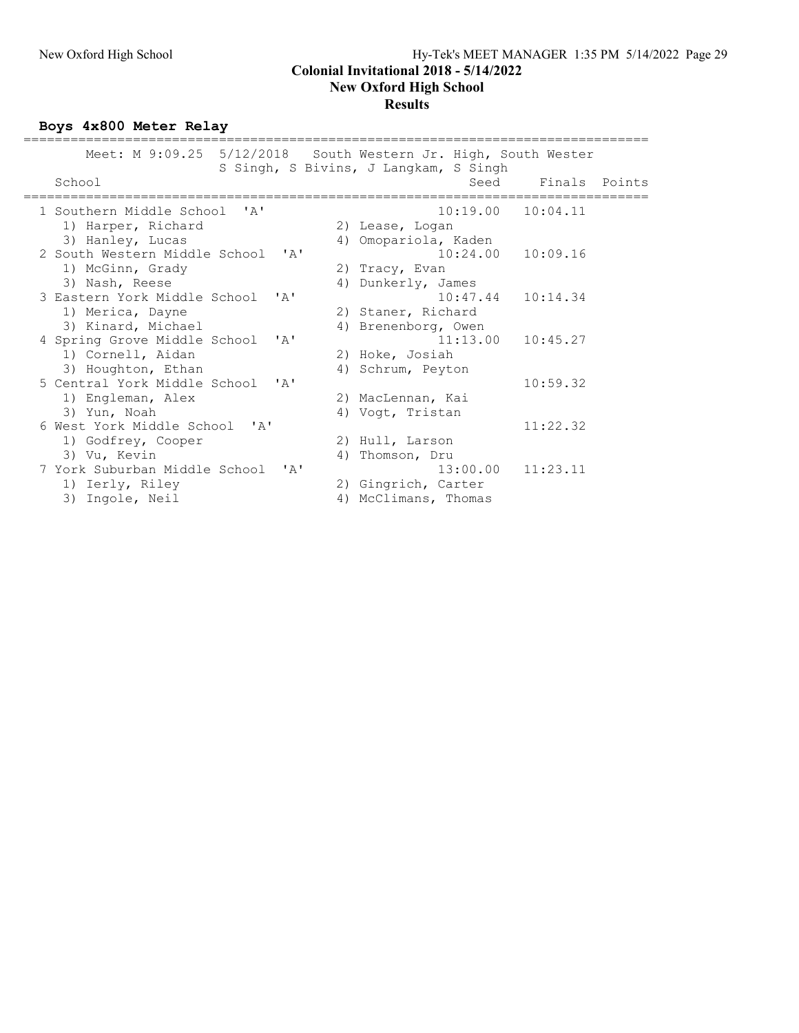## Colonial Invitational 2018 - 5/14/2022
## New Oxford High School
## Results

### Boys 4x800 Meter Relay

Meet: M 9:09.25 5/12/2018 South Western Jr. High, South Wester
S Singh, S Bivins, J Langkam, S Singh

| Place | School | Seed | Finals | Points |
|---|---|---|---|---|
| 1 | Southern Middle School 'A' | 10:19.00 | 10:04.11 | |
| | 1) Harper, Richard; 2) Lease, Logan; 3) Hanley, Lucas; 4) Omopariola, Kaden | | | |
| 2 | South Western Middle School 'A' | 10:24.00 | 10:09.16 | |
| | 1) McGinn, Grady; 2) Tracy, Evan; 3) Nash, Reese; 4) Dunkerly, James | | | |
| 3 | Eastern York Middle School 'A' | 10:47.44 | 10:14.34 | |
| | 1) Merica, Dayne; 2) Staner, Richard; 3) Kinard, Michael; 4) Brenenborg, Owen | | | |
| 4 | Spring Grove Middle School 'A' | 11:13.00 | 10:45.27 | |
| | 1) Cornell, Aidan; 2) Hoke, Josiah; 3) Houghton, Ethan; 4) Schrum, Peyton | | | |
| 5 | Central York Middle School 'A' | | 10:59.32 | |
| | 1) Engleman, Alex; 2) MacLennan, Kai; 3) Yun, Noah; 4) Vogt, Tristan | | | |
| 6 | West York Middle School 'A' | | 11:22.32 | |
| | 1) Godfrey, Cooper; 2) Hull, Larson; 3) Vu, Kevin; 4) Thomson, Dru | | | |
| 7 | York Suburban Middle School 'A' | 13:00.00 | 11:23.11 | |
| | 1) Ierly, Riley; 2) Gingrich, Carter; 3) Ingole, Neil; 4) McClimans, Thomas | | | |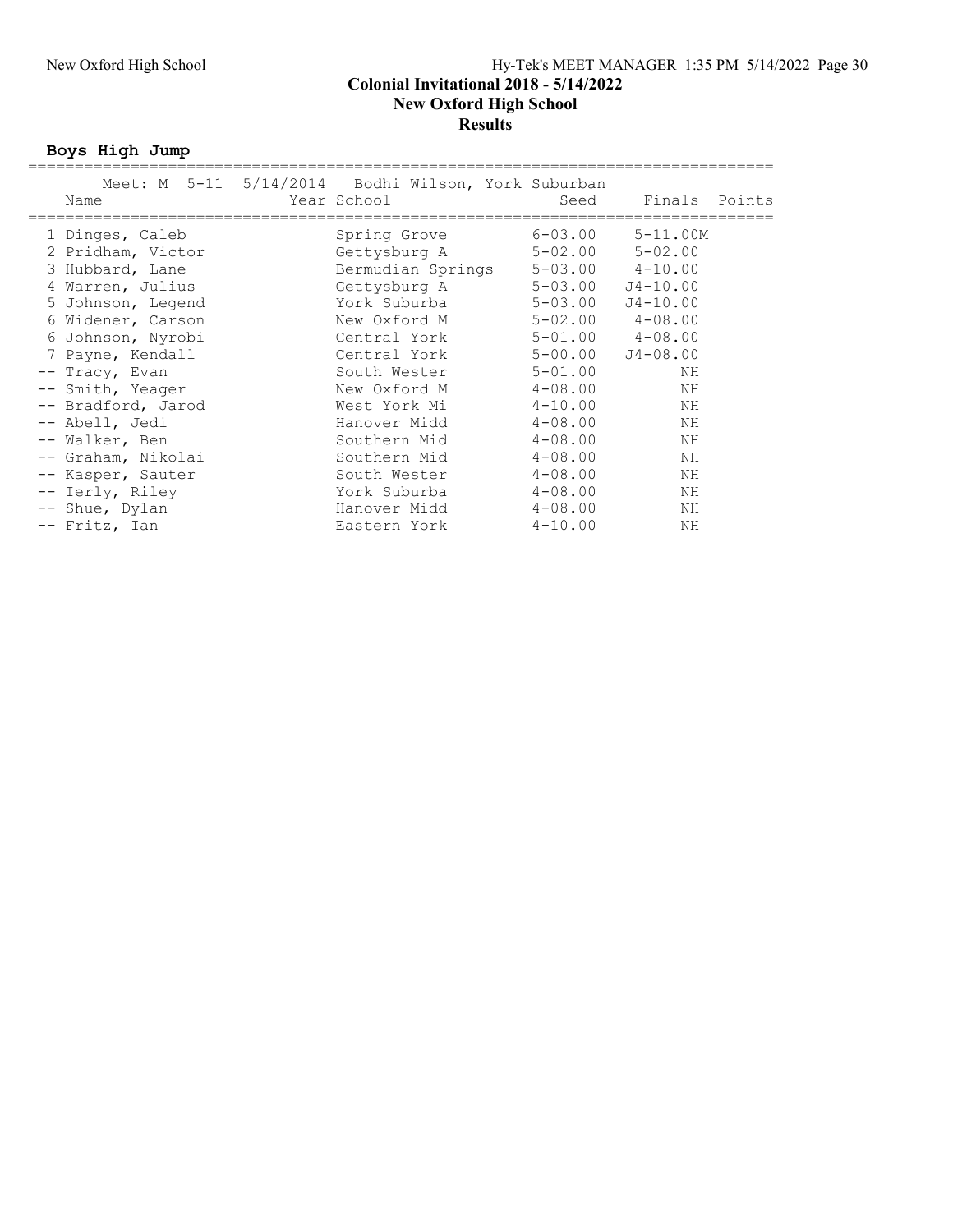**Colonial Invitational 2018 - 5/14/2022**
**New Oxford High School**
**Results**

## Boys High Jump

Meet: M 5-11 5/14/2014 Bodhi Wilson, York Suburban

| | Name | Year | School | Seed | Finals | Points |
|---|---|---|---|---|---|---|
| 1 | Dinges, Caleb | | Spring Grove | 6-03.00 | 5-11.00M | |
| 2 | Pridham, Victor | | Gettysburg A | 5-02.00 | 5-02.00 | |
| 3 | Hubbard, Lane | | Bermudian Springs | 5-03.00 | 4-10.00 | |
| 4 | Warren, Julius | | Gettysburg A | 5-03.00 | J4-10.00 | |
| 5 | Johnson, Legend | | York Suburba | 5-03.00 | J4-10.00 | |
| 6 | Widener, Carson | | New Oxford M | 5-02.00 | 4-08.00 | |
| 6 | Johnson, Nyrobi | | Central York | 5-01.00 | 4-08.00 | |
| 7 | Payne, Kendall | | Central York | 5-00.00 | J4-08.00 | |
| -- | Tracy, Evan | | South Wester | 5-01.00 | NH | |
| -- | Smith, Yeager | | New Oxford M | 4-08.00 | NH | |
| -- | Bradford, Jarod | | West York Mi | 4-10.00 | NH | |
| -- | Abell, Jedi | | Hanover Midd | 4-08.00 | NH | |
| -- | Walker, Ben | | Southern Mid | 4-08.00 | NH | |
| -- | Graham, Nikolai | | Southern Mid | 4-08.00 | NH | |
| -- | Kasper, Sauter | | South Wester | 4-08.00 | NH | |
| -- | Ierly, Riley | | York Suburba | 4-08.00 | NH | |
| -- | Shue, Dylan | | Hanover Midd | 4-08.00 | NH | |
| -- | Fritz, Ian | | Eastern York | 4-10.00 | NH | |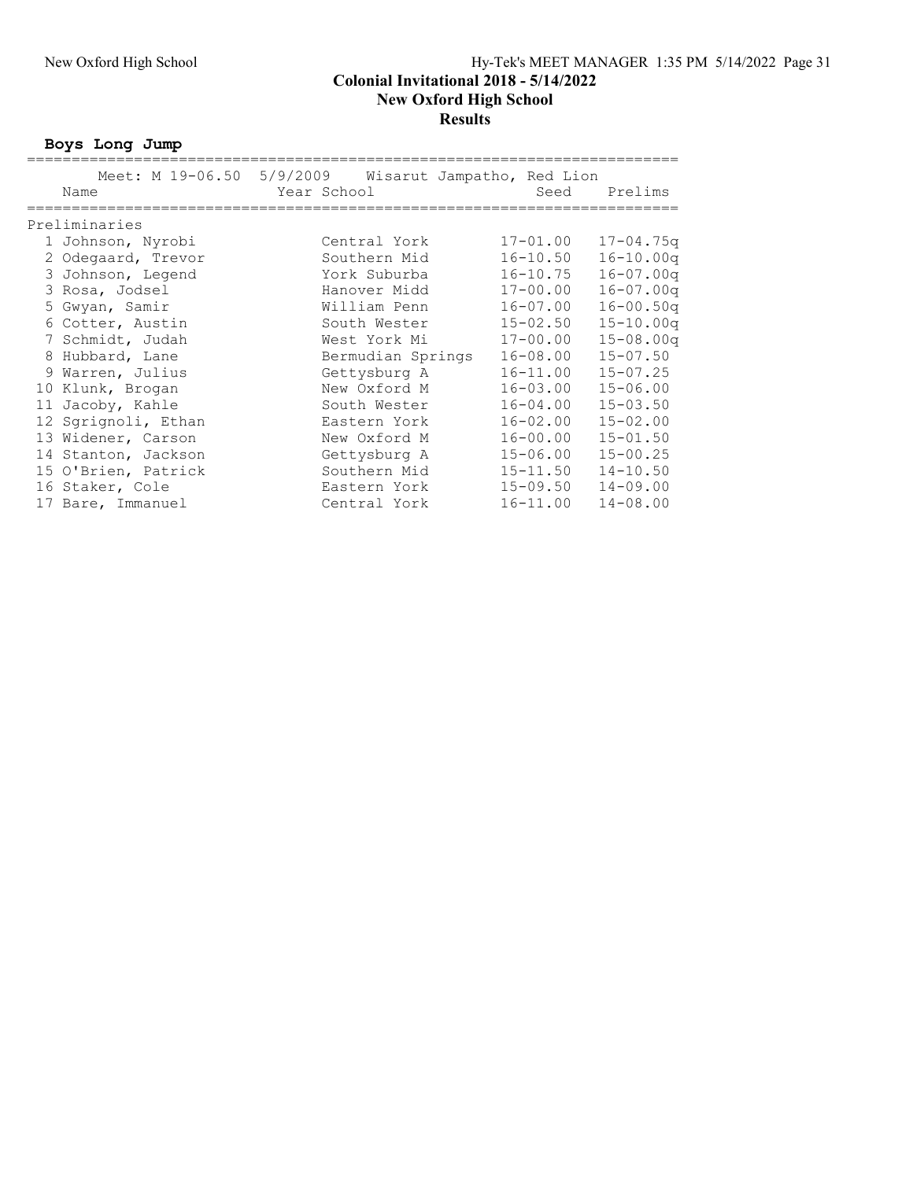**Colonial Invitational 2018 - 5/14/2022**
**New Oxford High School**
**Results**

## Boys Long Jump

Meet: M 19-06.50 5/9/2009 Wisarut Jampatho, Red Lion

| Place | Name | Year | School | Seed | Prelims |
|---|---|---|---|---|---|
| **Preliminaries** | | | | | |
| 1 | Johnson, Nyrobi | | Central York | 17-01.00 | 17-04.75q |
| 2 | Odegaard, Trevor | | Southern Mid | 16-10.50 | 16-10.00q |
| 3 | Johnson, Legend | | York Suburba | 16-10.75 | 16-07.00q |
| 3 | Rosa, Jodsel | | Hanover Midd | 17-00.00 | 16-07.00q |
| 5 | Gwyan, Samir | | William Penn | 16-07.00 | 16-00.50q |
| 6 | Cotter, Austin | | South Wester | 15-02.50 | 15-10.00q |
| 7 | Schmidt, Judah | | West York Mi | 17-00.00 | 15-08.00q |
| 8 | Hubbard, Lane | | Bermudian Springs | 16-08.00 | 15-07.50 |
| 9 | Warren, Julius | | Gettysburg A | 16-11.00 | 15-07.25 |
| 10 | Klunk, Brogan | | New Oxford M | 16-03.00 | 15-06.00 |
| 11 | Jacoby, Kahle | | South Wester | 16-04.00 | 15-03.50 |
| 12 | Sgrignoli, Ethan | | Eastern York | 16-02.00 | 15-02.00 |
| 13 | Widener, Carson | | New Oxford M | 16-00.00 | 15-01.50 |
| 14 | Stanton, Jackson | | Gettysburg A | 15-06.00 | 15-00.25 |
| 15 | O'Brien, Patrick | | Southern Mid | 15-11.50 | 14-10.50 |
| 16 | Staker, Cole | | Eastern York | 15-09.50 | 14-09.00 |
| 17 | Bare, Immanuel | | Central York | 16-11.00 | 14-08.00 |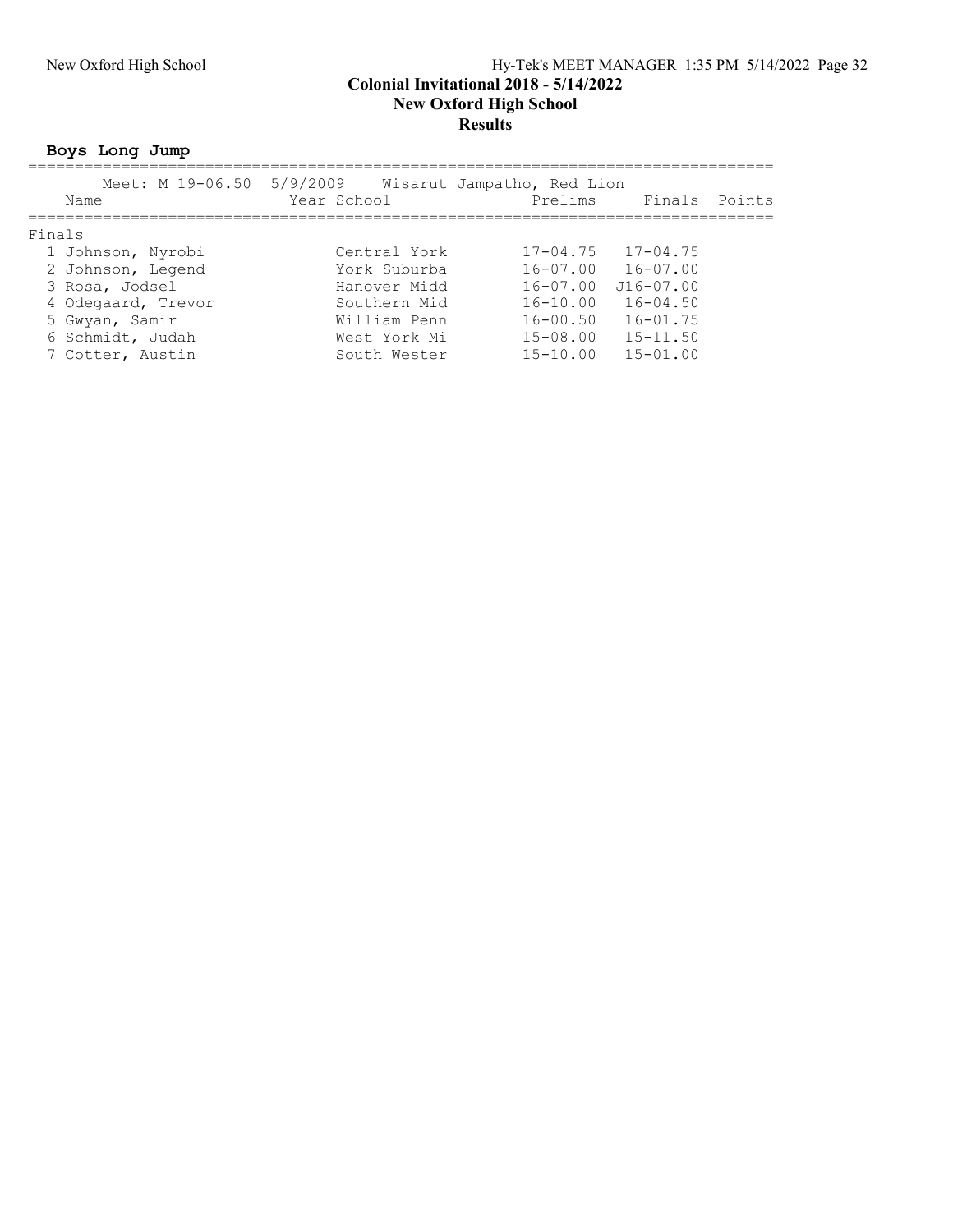## Colonial Invitational 2018 - 5/14/2022
## New Oxford High School
## Results

### Boys Long Jump

Meet: M 19-06.50 5/9/2009 Wisarut Jampatho, Red Lion

| Name | Year | School | Prelims | Finals | Points |
|---|---|---|---|---|---|
| **Finals** | | | | | |
| 1 Johnson, Nyrobi | | Central York | 17-04.75 | 17-04.75 | |
| 2 Johnson, Legend | | York Suburba | 16-07.00 | 16-07.00 | |
| 3 Rosa, Jodsel | | Hanover Midd | 16-07.00 | J16-07.00 | |
| 4 Odegaard, Trevor | | Southern Mid | 16-10.00 | 16-04.50 | |
| 5 Gwyan, Samir | | William Penn | 16-00.50 | 16-01.75 | |
| 6 Schmidt, Judah | | West York Mi | 15-08.00 | 15-11.50 | |
| 7 Cotter, Austin | | South Wester | 15-10.00 | 15-01.00 | |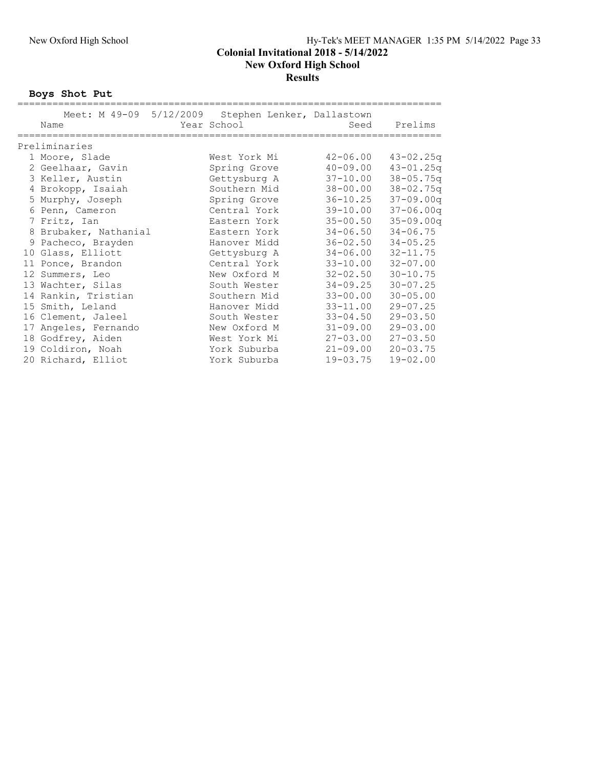New Oxford High School

**Colonial Invitational 2018 - 5/14/2022**
**New Oxford High School**
**Results**

### Boys Shot Put

Meet: M 49-09 5/12/2009 Stephen Lenker, Dallastown

| | Name | Year | School | Seed | Prelims |
|---|---|---|---|---|---|
| **Preliminaries** | | | | | |
| 1 | Moore, Slade | | West York Mi | 42-06.00 | 43-02.25q |
| 2 | Geelhaar, Gavin | | Spring Grove | 40-09.00 | 43-01.25q |
| 3 | Keller, Austin | | Gettysburg A | 37-10.00 | 38-05.75q |
| 4 | Brokopp, Isaiah | | Southern Mid | 38-00.00 | 38-02.75q |
| 5 | Murphy, Joseph | | Spring Grove | 36-10.25 | 37-09.00q |
| 6 | Penn, Cameron | | Central York | 39-10.00 | 37-06.00q |
| 7 | Fritz, Ian | | Eastern York | 35-00.50 | 35-09.00q |
| 8 | Brubaker, Nathanial | | Eastern York | 34-06.50 | 34-06.75 |
| 9 | Pacheco, Brayden | | Hanover Midd | 36-02.50 | 34-05.25 |
| 10 | Glass, Elliott | | Gettysburg A | 34-06.00 | 32-11.75 |
| 11 | Ponce, Brandon | | Central York | 33-10.00 | 32-07.00 |
| 12 | Summers, Leo | | New Oxford M | 32-02.50 | 30-10.75 |
| 13 | Wachter, Silas | | South Wester | 34-09.25 | 30-07.25 |
| 14 | Rankin, Tristian | | Southern Mid | 33-00.00 | 30-05.00 |
| 15 | Smith, Leland | | Hanover Midd | 33-11.00 | 29-07.25 |
| 16 | Clement, Jaleel | | South Wester | 33-04.50 | 29-03.50 |
| 17 | Angeles, Fernando | | New Oxford M | 31-09.00 | 29-03.00 |
| 18 | Godfrey, Aiden | | West York Mi | 27-03.00 | 27-03.50 |
| 19 | Coldiron, Noah | | York Suburba | 21-09.00 | 20-03.75 |
| 20 | Richard, Elliot | | York Suburba | 19-03.75 | 19-02.00 |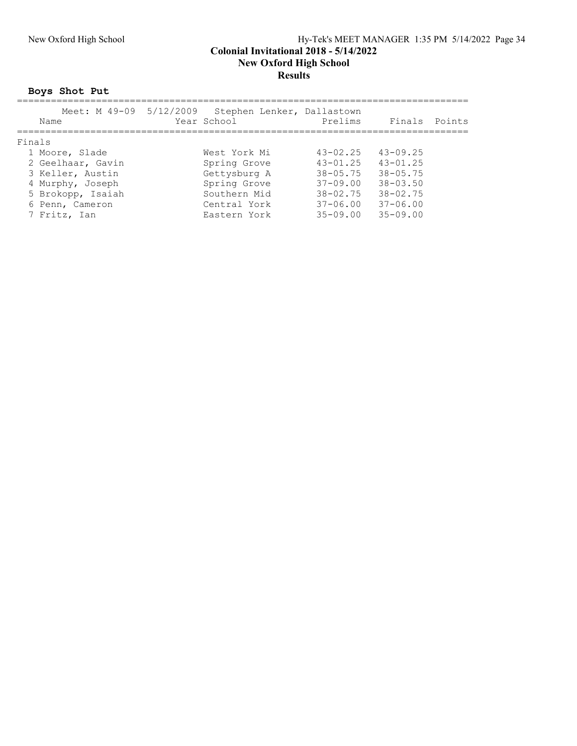# Colonial Invitational 2018 - 5/14/2022
## New Oxford High School
### Results

**Boys Shot Put**

Meet: M 49-09 5/12/2009 Stephen Lenker, Dallastown

| | Name | Year | School | Prelims | Finals | Points |
|---|---|---|---|---|---|---|
| **Finals** | | | | | | |
| 1 | Moore, Slade | | West York Mi | 43-02.25 | 43-09.25 | |
| 2 | Geelhaar, Gavin | | Spring Grove | 43-01.25 | 43-01.25 | |
| 3 | Keller, Austin | | Gettysburg A | 38-05.75 | 38-05.75 | |
| 4 | Murphy, Joseph | | Spring Grove | 37-09.00 | 38-03.50 | |
| 5 | Brokopp, Isaiah | | Southern Mid | 38-02.75 | 38-02.75 | |
| 6 | Penn, Cameron | | Central York | 37-06.00 | 37-06.00 | |
| 7 | Fritz, Ian | | Eastern York | 35-09.00 | 35-09.00 | |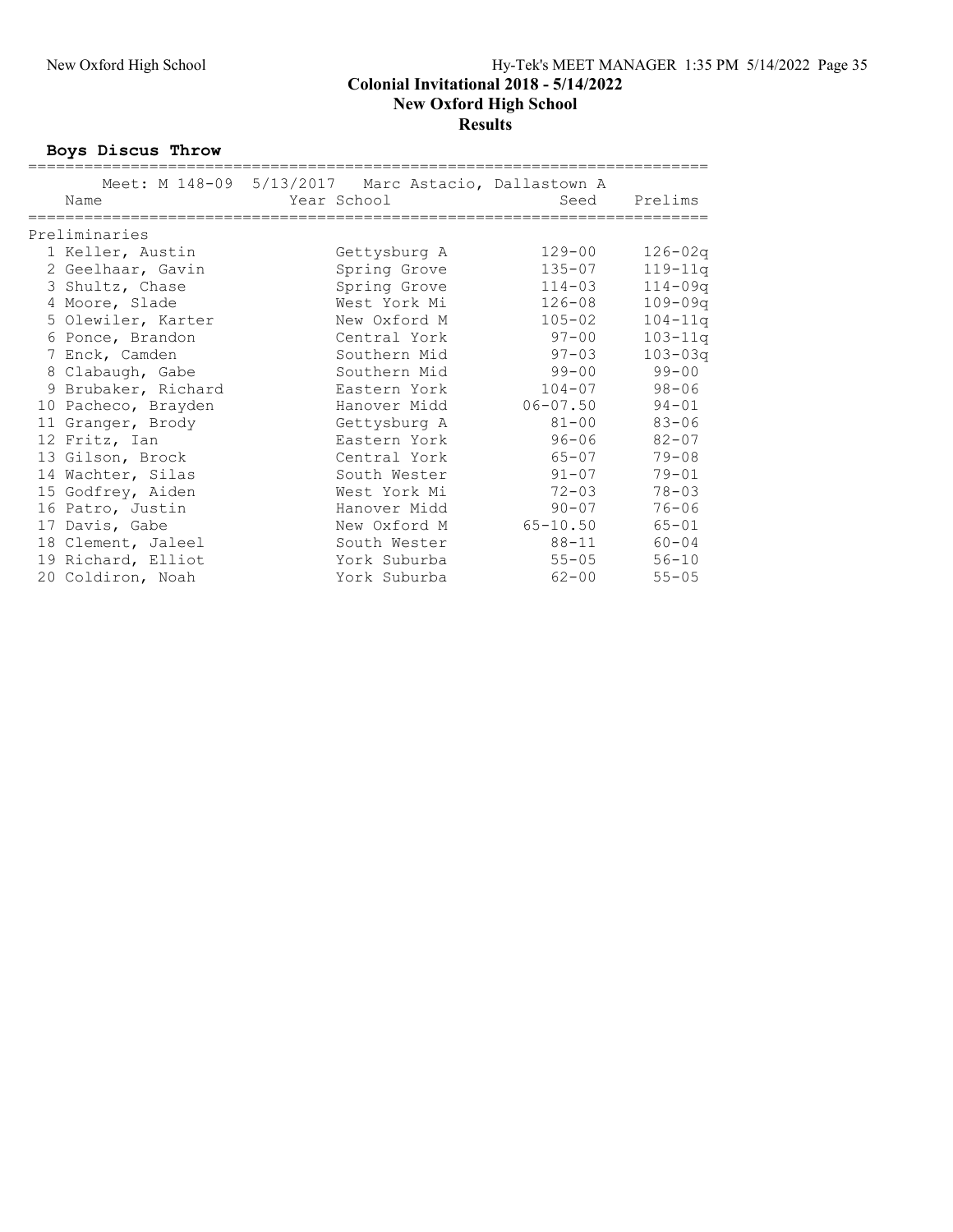**Colonial Invitational 2018 - 5/14/2022**
**New Oxford High School**
**Results**

## Boys Discus Throw

Meet: M 148-09  5/13/2017  Marc Astacio, Dallastown A

| Name | Year School | Seed | Prelims |
|---|---|---|---|
| **Preliminaries** | | | |
| 1 Keller, Austin | Gettysburg A | 129-00 | 126-02q |
| 2 Geelhaar, Gavin | Spring Grove | 135-07 | 119-11q |
| 3 Shultz, Chase | Spring Grove | 114-03 | 114-09q |
| 4 Moore, Slade | West York Mi | 126-08 | 109-09q |
| 5 Olewiler, Karter | New Oxford M | 105-02 | 104-11q |
| 6 Ponce, Brandon | Central York | 97-00 | 103-11q |
| 7 Enck, Camden | Southern Mid | 97-03 | 103-03q |
| 8 Clabaugh, Gabe | Southern Mid | 99-00 | 99-00 |
| 9 Brubaker, Richard | Eastern York | 104-07 | 98-06 |
| 10 Pacheco, Brayden | Hanover Midd | 06-07.50 | 94-01 |
| 11 Granger, Brody | Gettysburg A | 81-00 | 83-06 |
| 12 Fritz, Ian | Eastern York | 96-06 | 82-07 |
| 13 Gilson, Brock | Central York | 65-07 | 79-08 |
| 14 Wachter, Silas | South Wester | 91-07 | 79-01 |
| 15 Godfrey, Aiden | West York Mi | 72-03 | 78-03 |
| 16 Patro, Justin | Hanover Midd | 90-07 | 76-06 |
| 17 Davis, Gabe | New Oxford M | 65-10.50 | 65-01 |
| 18 Clement, Jaleel | South Wester | 88-11 | 60-04 |
| 19 Richard, Elliot | York Suburba | 55-05 | 56-10 |
| 20 Coldiron, Noah | York Suburba | 62-00 | 55-05 |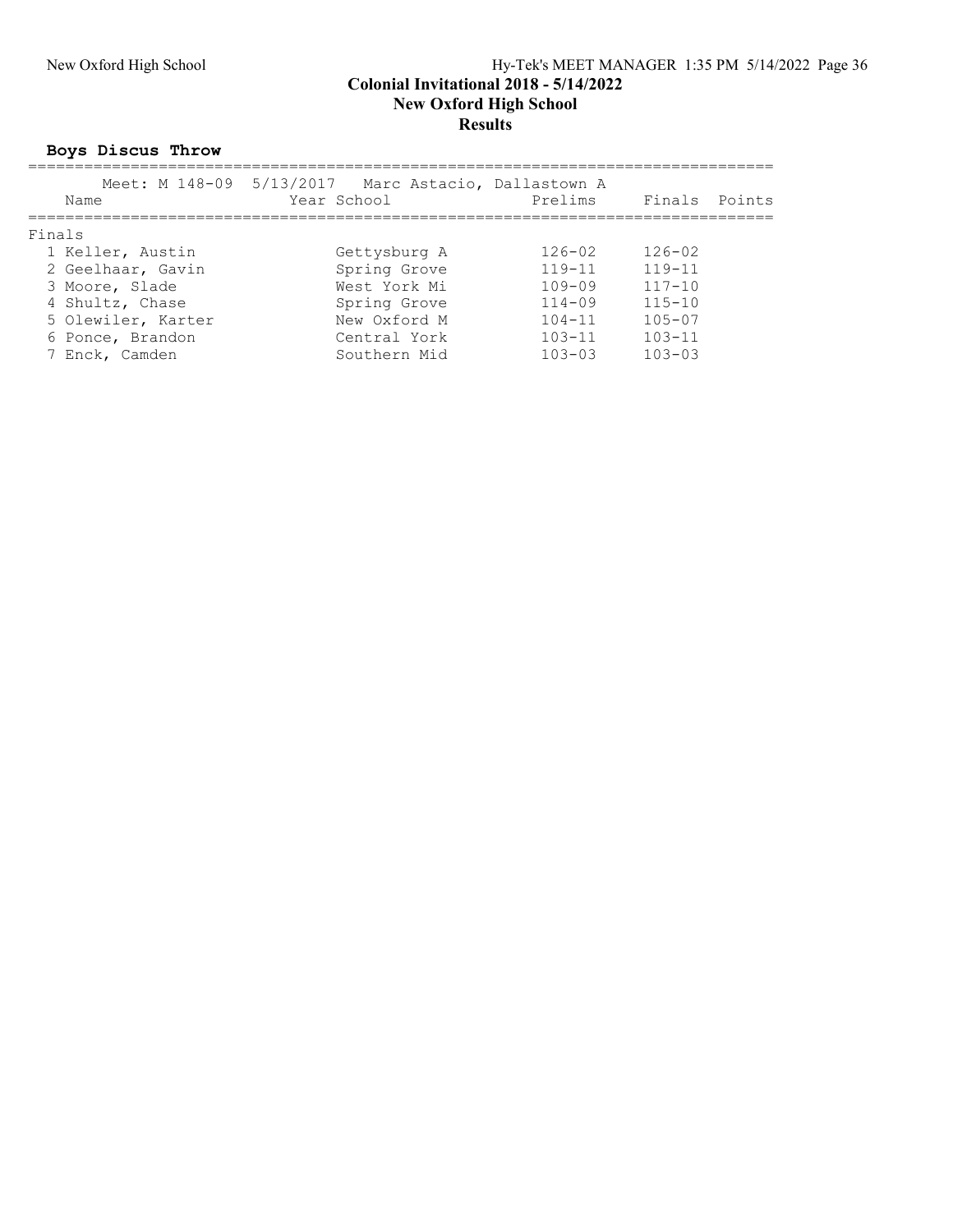## Colonial Invitational 2018 - 5/14/2022
## New Oxford High School
## Results

### Boys Discus Throw

Meet: M 148-09 5/13/2017 Marc Astacio, Dallastown A

| Name | Year | School | Prelims | Finals | Points |
|---|---|---|---|---|---|
| **Finals** | | | | | |
| 1 Keller, Austin | | Gettysburg A | 126-02 | 126-02 | |
| 2 Geelhaar, Gavin | | Spring Grove | 119-11 | 119-11 | |
| 3 Moore, Slade | | West York Mi | 109-09 | 117-10 | |
| 4 Shultz, Chase | | Spring Grove | 114-09 | 115-10 | |
| 5 Olewiler, Karter | | New Oxford M | 104-11 | 105-07 | |
| 6 Ponce, Brandon | | Central York | 103-11 | 103-11 | |
| 7 Enck, Camden | | Southern Mid | 103-03 | 103-03 | |